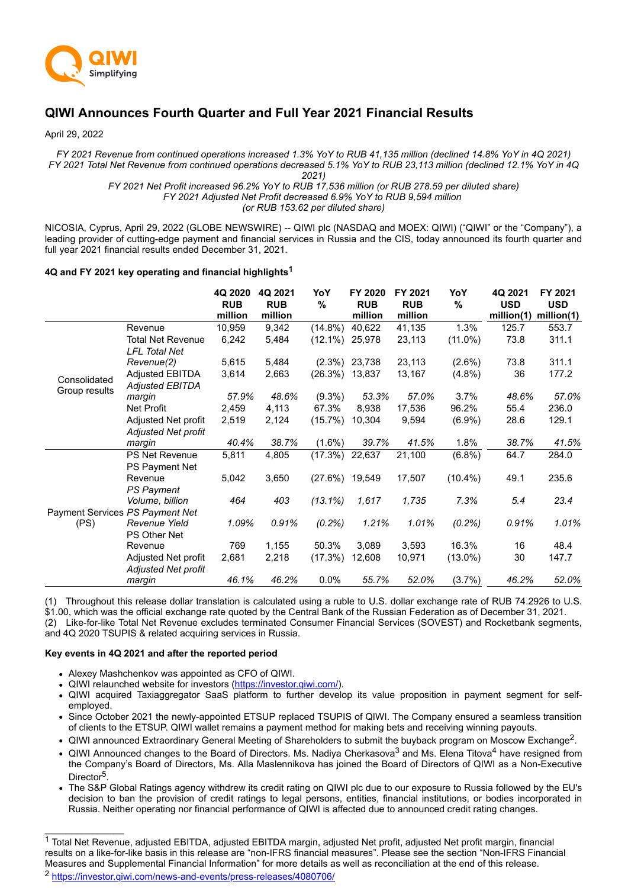QIWI Simplifying

# QIWI Announces Fourth Quarter and Full Year 2021 Financial Results

April 29, 2022

*FY 2021 Revenue from continued operations increased 1.3% YoY to RUB 41,135 million (declined 14.8% YoY in 4Q 2021)*
*FY 2021 Total Net Revenue from continued operations decreased 5.1% YoY to RUB 23,113 million (declined 12.1% YoY in 4Q 2021)*
*FY 2021 Net Profit increased 96.2% YoY to RUB 17,536 million (or RUB 278.59 per diluted share)*
*FY 2021 Adjusted Net Profit decreased 6.9% YoY to RUB 9,594 million*
*(or RUB 153.62 per diluted share)*

NICOSIA, Cyprus, April 29, 2022 (GLOBE NEWSWIRE) -- QIWI plc (NASDAQ and MOEX: QIWI) ("QIWI" or the "Company"), a leading provider of cutting-edge payment and financial services in Russia and the CIS, today announced its fourth quarter and full year 2021 financial results ended December 31, 2021.

**4Q and FY 2021 key operating and financial highlights[1]**

| | | 4Q 2020 RUB million | 4Q 2021 RUB million | YoY % | FY 2020 RUB million | FY 2021 RUB million | YoY % | 4Q 2021 USD million(1) | FY 2021 USD million(1) |
|---|---|---|---|---|---|---|---|---|---|
| Consolidated Group results | Revenue | 10,959 | 9,342 | (14.8%) | 40,622 | 41,135 | 1.3% | 125.7 | 553.7 |
| | Total Net Revenue | 6,242 | 5,484 | (12.1%) | 25,978 | 23,113 | (11.0%) | 73.8 | 311.1 |
| | *LFL Total Net Revenue(2)* | 5,615 | 5,484 | (2.3%) | 23,738 | 23,113 | (2.6%) | 73.8 | 311.1 |
| | Adjusted EBITDA | 3,614 | 2,663 | (26.3%) | 13,837 | 13,167 | (4.8%) | 36 | 177.2 |
| | *Adjusted EBITDA margin* | *57.9%* | *48.6%* | (9.3%) | *53.3%* | *57.0%* | 3.7% | *48.6%* | *57.0%* |
| | Net Profit | 2,459 | 4,113 | 67.3% | 8,938 | 17,536 | 96.2% | 55.4 | 236.0 |
| | Adjusted Net profit | 2,519 | 2,124 | (15.7%) | 10,304 | 9,594 | (6.9%) | 28.6 | 129.1 |
| | *Adjusted Net profit margin* | *40.4%* | *38.7%* | (1.6%) | *39.7%* | *41.5%* | 1.8% | *38.7%* | *41.5%* |
| Payment Services (PS) | PS Net Revenue | 5,811 | 4,805 | (17.3%) | 22,637 | 21,100 | (6.8%) | 64.7 | 284.0 |
| | PS Payment Net Revenue | 5,042 | 3,650 | (27.6%) | 19,549 | 17,507 | (10.4%) | 49.1 | 235.6 |
| | *PS Payment Volume, billion* | *464* | *403* | *(13.1%)* | *1,617* | *1,735* | *7.3%* | *5.4* | *23.4* |
| | *PS Payment Net Revenue Yield* | *1.09%* | *0.91%* | *(0.2%)* | *1.21%* | *1.01%* | *(0.2%)* | *0.91%* | *1.01%* |
| | PS Other Net Revenue | 769 | 1,155 | 50.3% | 3,089 | 3,593 | 16.3% | 16 | 48.4 |
| | Adjusted Net profit | 2,681 | 2,218 | (17.3%) | 12,608 | 10,971 | (13.0%) | 30 | 147.7 |
| | *Adjusted Net profit margin* | *46.1%* | *46.2%* | *0.0%* | *55.7%* | *52.0%* | *(3.7%)* | *46.2%* | *52.0%* |

(1) Throughout this release dollar translation is calculated using a ruble to U.S. dollar exchange rate of RUB 74.2926 to U.S. $1.00, which was the official exchange rate quoted by the Central Bank of the Russian Federation as of December 31, 2021.
(2) Like-for-like Total Net Revenue excludes terminated Consumer Financial Services (SOVEST) and Rocketbank segments, and 4Q 2020 TSUPIS & related acquiring services in Russia.

**Key events in 4Q 2021 and after the reported period**

- Alexey Mashchenkov was appointed as CFO of QIWI.
- QIWI relaunched website for investors (https://investor.qiwi.com/).
- QIWI acquired Taxiaggregator SaaS platform to further develop its value proposition in payment segment for self-employed.
- Since October 2021 the newly-appointed ETSUP replaced TSUPIS of QIWI. The Company ensured a seamless transition of clients to the ETSUP. QIWI wallet remains a payment method for making bets and receiving winning payouts.
- QIWI announced Extraordinary General Meeting of Shareholders to submit the buyback program on Moscow Exchange[2].
- QIWI Announced changes to the Board of Directors. Ms. Nadiya Cherkasova[3] and Ms. Elena Titova[4] have resigned from the Company's Board of Directors, Ms. Alla Maslennikova has joined the Board of Directors of QIWI as a Non-Executive Director[5].
- The S&P Global Ratings agency withdrew its credit rating on QIWI plc due to our exposure to Russia followed by the EU's decision to ban the provision of credit ratings to legal persons, entities, financial institutions, or bodies incorporated in Russia. Neither operating nor financial performance of QIWI is affected due to announced credit rating changes.

---

[1] Total Net Revenue, adjusted EBITDA, adjusted EBITDA margin, adjusted Net profit, adjusted Net profit margin, financial results on a like-for-like basis in this release are "non-IFRS financial measures". Please see the section "Non-IFRS Financial Measures and Supplemental Financial Information" for more details as well as reconciliation at the end of this release.
[2] https://investor.qiwi.com/news-and-events/press-releases/4080706/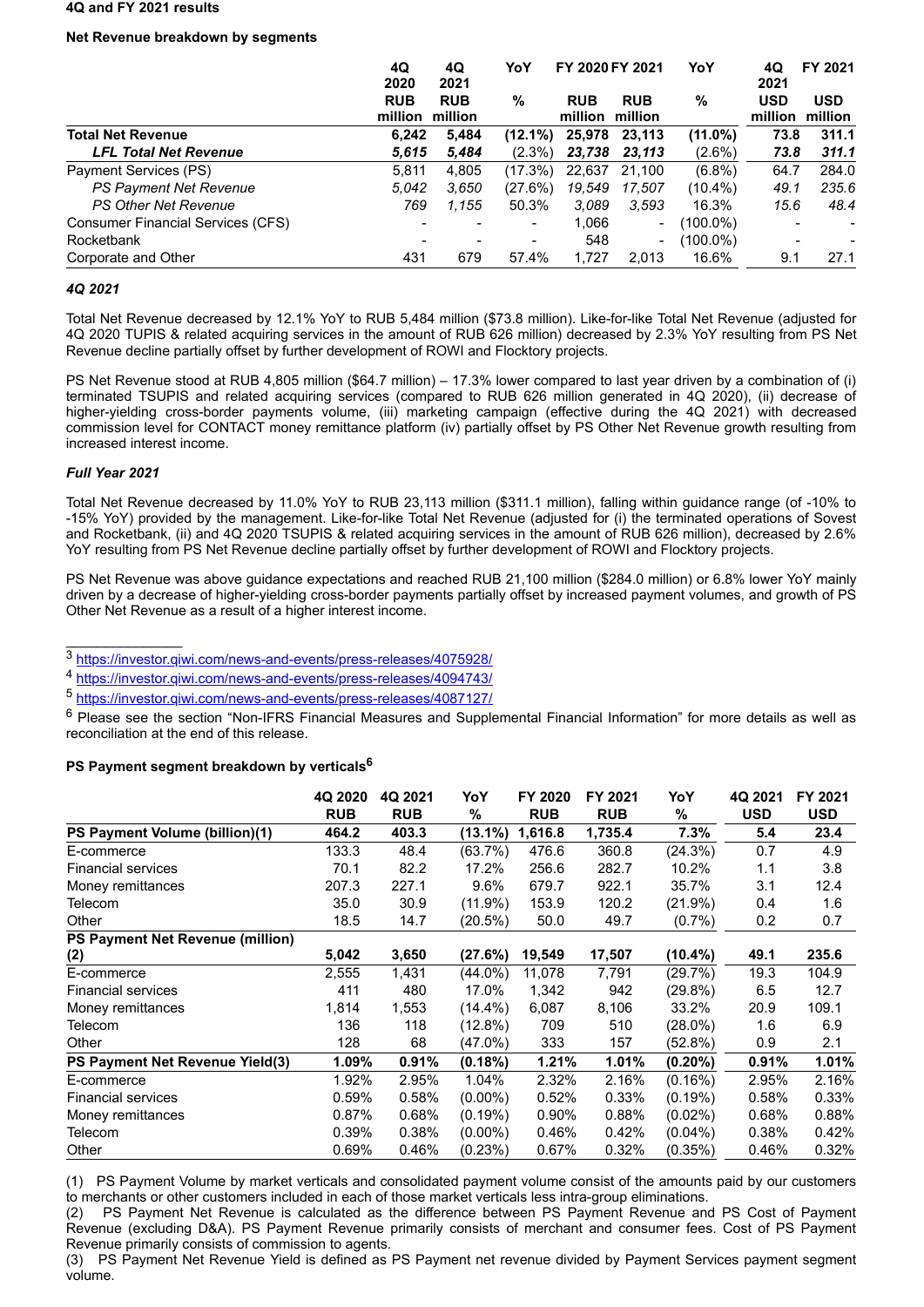**4Q and FY 2021 results**

**Net Revenue breakdown by segments**

| | 4Q 2020 RUB million | 4Q 2021 RUB million | YoY % | FY 2020 RUB million | FY 2021 RUB million | YoY % | 4Q 2021 USD million | FY 2021 USD million |
|---|---|---|---|---|---|---|---|---|
| **Total Net Revenue** | **6,242** | **5,484** | **(12.1%)** | **25,978** | **23,113** | **(11.0%)** | **73.8** | **311.1** |
| ***LFL Total Net Revenue*** | ***5,615*** | ***5,484*** | (2.3%) | ***23,738*** | ***23,113*** | (2.6%) | ***73.8*** | ***311.1*** |
| Payment Services (PS) | 5,811 | 4,805 | (17.3%) | 22,637 | 21,100 | (6.8%) | 64.7 | 284.0 |
| *PS Payment Net Revenue* | *5,042* | *3,650* | (27.6%) | *19,549* | *17,507* | (10.4%) | *49.1* | *235.6* |
| *PS Other Net Revenue* | *769* | *1,155* | 50.3% | *3,089* | *3,593* | 16.3% | *15.6* | *48.4* |
| Consumer Financial Services (CFS) | - | - | - | 1,066 | - | (100.0%) | - | - |
| Rocketbank | - | - | - | 548 | - | (100.0%) | - | - |
| Corporate and Other | 431 | 679 | 57.4% | 1,727 | 2,013 | 16.6% | 9.1 | 27.1 |

***4Q 2021***

Total Net Revenue decreased by 12.1% YoY to RUB 5,484 million ($73.8 million). Like-for-like Total Net Revenue (adjusted for 4Q 2020 TUPIS & related acquiring services in the amount of RUB 626 million) decreased by 2.3% YoY resulting from PS Net Revenue decline partially offset by further development of ROWI and Flocktory projects.

PS Net Revenue stood at RUB 4,805 million ($64.7 million) – 17.3% lower compared to last year driven by a combination of (i) terminated TSUPIS and related acquiring services (compared to RUB 626 million generated in 4Q 2020), (ii) decrease of higher-yielding cross-border payments volume, (iii) marketing campaign (effective during the 4Q 2021) with decreased commission level for CONTACT money remittance platform (iv) partially offset by PS Other Net Revenue growth resulting from increased interest income.

***Full Year 2021***

Total Net Revenue decreased by 11.0% YoY to RUB 23,113 million ($311.1 million), falling within guidance range (of -10% to -15% YoY) provided by the management. Like-for-like Total Net Revenue (adjusted for (i) the terminated operations of Sovest and Rocketbank, (ii) and 4Q 2020 TSUPIS & related acquiring services in the amount of RUB 626 million), decreased by 2.6% YoY resulting from PS Net Revenue decline partially offset by further development of ROWI and Flocktory projects.

PS Net Revenue was above guidance expectations and reached RUB 21,100 million ($284.0 million) or 6.8% lower YoY mainly driven by a decrease of higher-yielding cross-border payments partially offset by increased payment volumes, and growth of PS Other Net Revenue as a result of a higher interest income.

---

[3] https://investor.qiwi.com/news-and-events/press-releases/4075928/

[4] https://investor.qiwi.com/news-and-events/press-releases/4094743/

[5] https://investor.qiwi.com/news-and-events/press-releases/4087127/

[6] Please see the section "Non-IFRS Financial Measures and Supplemental Financial Information" for more details as well as reconciliation at the end of this release.

**PS Payment segment breakdown by verticals[6]**

| | 4Q 2020 RUB | 4Q 2021 RUB | YoY % | FY 2020 RUB | FY 2021 RUB | YoY % | 4Q 2021 USD | FY 2021 USD |
|---|---|---|---|---|---|---|---|---|
| **PS Payment Volume (billion)(1)** | **464.2** | **403.3** | **(13.1%)** | **1,616.8** | **1,735.4** | **7.3%** | **5.4** | **23.4** |
| E-commerce | 133.3 | 48.4 | (63.7%) | 476.6 | 360.8 | (24.3%) | 0.7 | 4.9 |
| Financial services | 70.1 | 82.2 | 17.2% | 256.6 | 282.7 | 10.2% | 1.1 | 3.8 |
| Money remittances | 207.3 | 227.1 | 9.6% | 679.7 | 922.1 | 35.7% | 3.1 | 12.4 |
| Telecom | 35.0 | 30.9 | (11.9%) | 153.9 | 120.2 | (21.9%) | 0.4 | 1.6 |
| Other | 18.5 | 14.7 | (20.5%) | 50.0 | 49.7 | (0.7%) | 0.2 | 0.7 |
| **PS Payment Net Revenue (million) (2)** | **5,042** | **3,650** | **(27.6%)** | **19,549** | **17,507** | **(10.4%)** | **49.1** | **235.6** |
| E-commerce | 2,555 | 1,431 | (44.0%) | 11,078 | 7,791 | (29.7%) | 19.3 | 104.9 |
| Financial services | 411 | 480 | 17.0% | 1,342 | 942 | (29.8%) | 6.5 | 12.7 |
| Money remittances | 1,814 | 1,553 | (14.4%) | 6,087 | 8,106 | 33.2% | 20.9 | 109.1 |
| Telecom | 136 | 118 | (12.8%) | 709 | 510 | (28.0%) | 1.6 | 6.9 |
| Other | 128 | 68 | (47.0%) | 333 | 157 | (52.8%) | 0.9 | 2.1 |
| **PS Payment Net Revenue Yield(3)** | **1.09%** | **0.91%** | **(0.18%)** | **1.21%** | **1.01%** | **(0.20%)** | **0.91%** | **1.01%** |
| E-commerce | 1.92% | 2.95% | 1.04% | 2.32% | 2.16% | (0.16%) | 2.95% | 2.16% |
| Financial services | 0.59% | 0.58% | (0.00%) | 0.52% | 0.33% | (0.19%) | 0.58% | 0.33% |
| Money remittances | 0.87% | 0.68% | (0.19%) | 0.90% | 0.88% | (0.02%) | 0.68% | 0.88% |
| Telecom | 0.39% | 0.38% | (0.00%) | 0.46% | 0.42% | (0.04%) | 0.38% | 0.42% |
| Other | 0.69% | 0.46% | (0.23%) | 0.67% | 0.32% | (0.35%) | 0.46% | 0.32% |

(1) PS Payment Volume by market verticals and consolidated payment volume consist of the amounts paid by our customers to merchants or other customers included in each of those market verticals less intra-group eliminations.
(2) PS Payment Net Revenue is calculated as the difference between PS Payment Revenue and PS Cost of Payment Revenue (excluding D&A). PS Payment Revenue primarily consists of merchant and consumer fees. Cost of PS Payment Revenue primarily consists of commission to agents.
(3) PS Payment Net Revenue Yield is defined as PS Payment net revenue divided by Payment Services payment segment volume.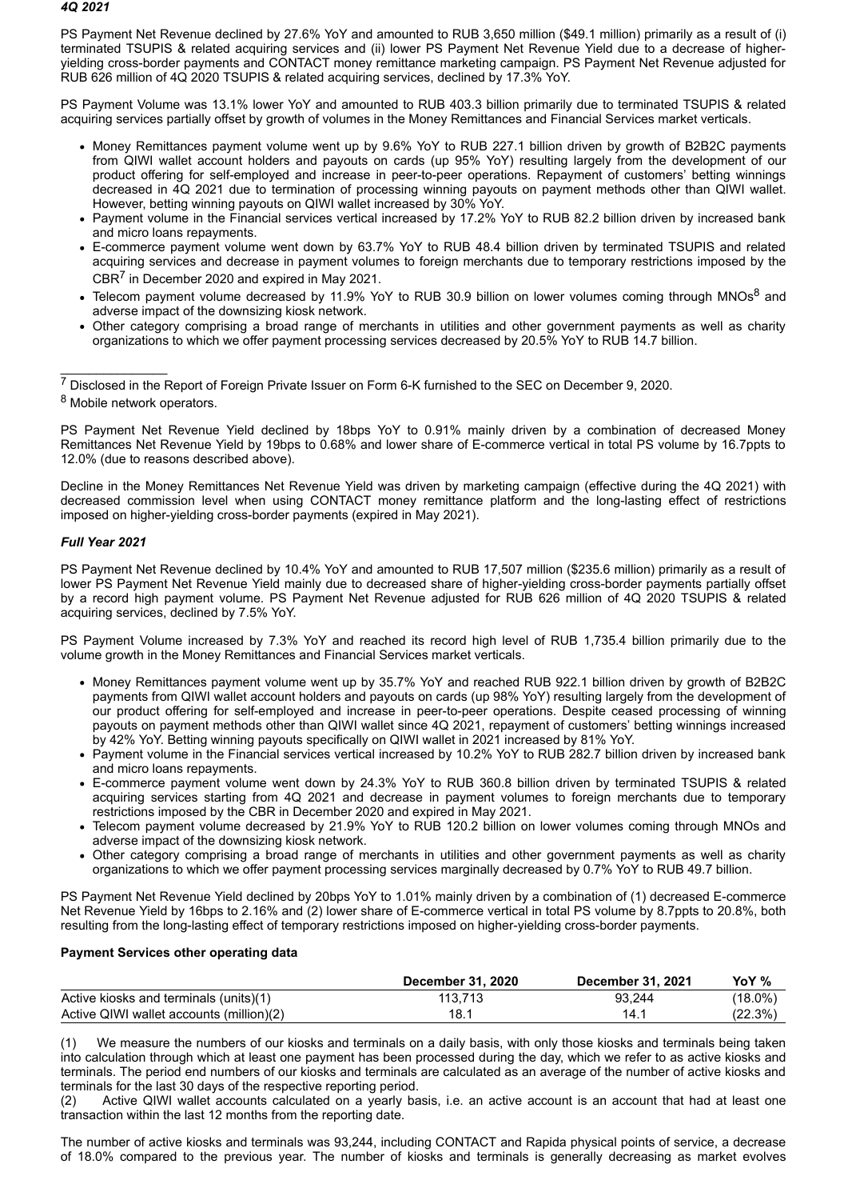*4Q 2021*

PS Payment Net Revenue declined by 27.6% YoY and amounted to RUB 3,650 million ($49.1 million) primarily as a result of (i) terminated TSUPIS & related acquiring services and (ii) lower PS Payment Net Revenue Yield due to a decrease of higher-yielding cross-border payments and CONTACT money remittance marketing campaign. PS Payment Net Revenue adjusted for RUB 626 million of 4Q 2020 TSUPIS & related acquiring services, declined by 17.3% YoY.

PS Payment Volume was 13.1% lower YoY and amounted to RUB 403.3 billion primarily due to terminated TSUPIS & related acquiring services partially offset by growth of volumes in the Money Remittances and Financial Services market verticals.

- Money Remittances payment volume went up by 9.6% YoY to RUB 227.1 billion driven by growth of B2B2C payments from QIWI wallet account holders and payouts on cards (up 95% YoY) resulting largely from the development of our product offering for self-employed and increase in peer-to-peer operations. Repayment of customers' betting winnings decreased in 4Q 2021 due to termination of processing winning payouts on payment methods other than QIWI wallet. However, betting winning payouts on QIWI wallet increased by 30% YoY.
- Payment volume in the Financial services vertical increased by 17.2% YoY to RUB 82.2 billion driven by increased bank and micro loans repayments.
- E-commerce payment volume went down by 63.7% YoY to RUB 48.4 billion driven by terminated TSUPIS and related acquiring services and decrease in payment volumes to foreign merchants due to temporary restrictions imposed by the CBR[7] in December 2020 and expired in May 2021.
- Telecom payment volume decreased by 11.9% YoY to RUB 30.9 billion on lower volumes coming through MNOs[8] and adverse impact of the downsizing kiosk network.
- Other category comprising a broad range of merchants in utilities and other government payments as well as charity organizations to which we offer payment processing services decreased by 20.5% YoY to RUB 14.7 billion.

[7] Disclosed in the Report of Foreign Private Issuer on Form 6-K furnished to the SEC on December 9, 2020.

[8] Mobile network operators.

PS Payment Net Revenue Yield declined by 18bps YoY to 0.91% mainly driven by a combination of decreased Money Remittances Net Revenue Yield by 19bps to 0.68% and lower share of E-commerce vertical in total PS volume by 16.7ppts to 12.0% (due to reasons described above).

Decline in the Money Remittances Net Revenue Yield was driven by marketing campaign (effective during the 4Q 2021) with decreased commission level when using CONTACT money remittance platform and the long-lasting effect of restrictions imposed on higher-yielding cross-border payments (expired in May 2021).

***Full Year 2021***

PS Payment Net Revenue declined by 10.4% YoY and amounted to RUB 17,507 million ($235.6 million) primarily as a result of lower PS Payment Net Revenue Yield mainly due to decreased share of higher-yielding cross-border payments partially offset by a record high payment volume. PS Payment Net Revenue adjusted for RUB 626 million of 4Q 2020 TSUPIS & related acquiring services, declined by 7.5% YoY.

PS Payment Volume increased by 7.3% YoY and reached its record high level of RUB 1,735.4 billion primarily due to the volume growth in the Money Remittances and Financial Services market verticals.

- Money Remittances payment volume went up by 35.7% YoY and reached RUB 922.1 billion driven by growth of B2B2C payments from QIWI wallet account holders and payouts on cards (up 98% YoY) resulting largely from the development of our product offering for self-employed and increase in peer-to-peer operations. Despite ceased processing of winning payouts on payment methods other than QIWI wallet since 4Q 2021, repayment of customers' betting winnings increased by 42% YoY. Betting winning payouts specifically on QIWI wallet in 2021 increased by 81% YoY.
- Payment volume in the Financial services vertical increased by 10.2% YoY to RUB 282.7 billion driven by increased bank and micro loans repayments.
- E-commerce payment volume went down by 24.3% YoY to RUB 360.8 billion driven by terminated TSUPIS & related acquiring services starting from 4Q 2021 and decrease in payment volumes to foreign merchants due to temporary restrictions imposed by the CBR in December 2020 and expired in May 2021.
- Telecom payment volume decreased by 21.9% YoY to RUB 120.2 billion on lower volumes coming through MNOs and adverse impact of the downsizing kiosk network.
- Other category comprising a broad range of merchants in utilities and other government payments as well as charity organizations to which we offer payment processing services marginally decreased by 0.7% YoY to RUB 49.7 billion.

PS Payment Net Revenue Yield declined by 20bps YoY to 1.01% mainly driven by a combination of (1) decreased E-commerce Net Revenue Yield by 16bps to 2.16% and (2) lower share of E-commerce vertical in total PS volume by 8.7ppts to 20.8%, both resulting from the long-lasting effect of temporary restrictions imposed on higher-yielding cross-border payments.

**Payment Services other operating data**

| | December 31, 2020 | December 31, 2021 | YoY % |
|---|---|---|---|
| Active kiosks and terminals (units)(1) | 113,713 | 93,244 | (18.0%) |
| Active QIWI wallet accounts (million)(2) | 18.1 | 14.1 | (22.3%) |

(1) We measure the numbers of our kiosks and terminals on a daily basis, with only those kiosks and terminals being taken into calculation through which at least one payment has been processed during the day, which we refer to as active kiosks and terminals. The period end numbers of our kiosks and terminals are calculated as an average of the number of active kiosks and terminals for the last 30 days of the respective reporting period.

(2) Active QIWI wallet accounts calculated on a yearly basis, i.e. an active account is an account that had at least one transaction within the last 12 months from the reporting date.

The number of active kiosks and terminals was 93,244, including CONTACT and Rapida physical points of service, a decrease of 18.0% compared to the previous year. The number of kiosks and terminals is generally decreasing as market evolves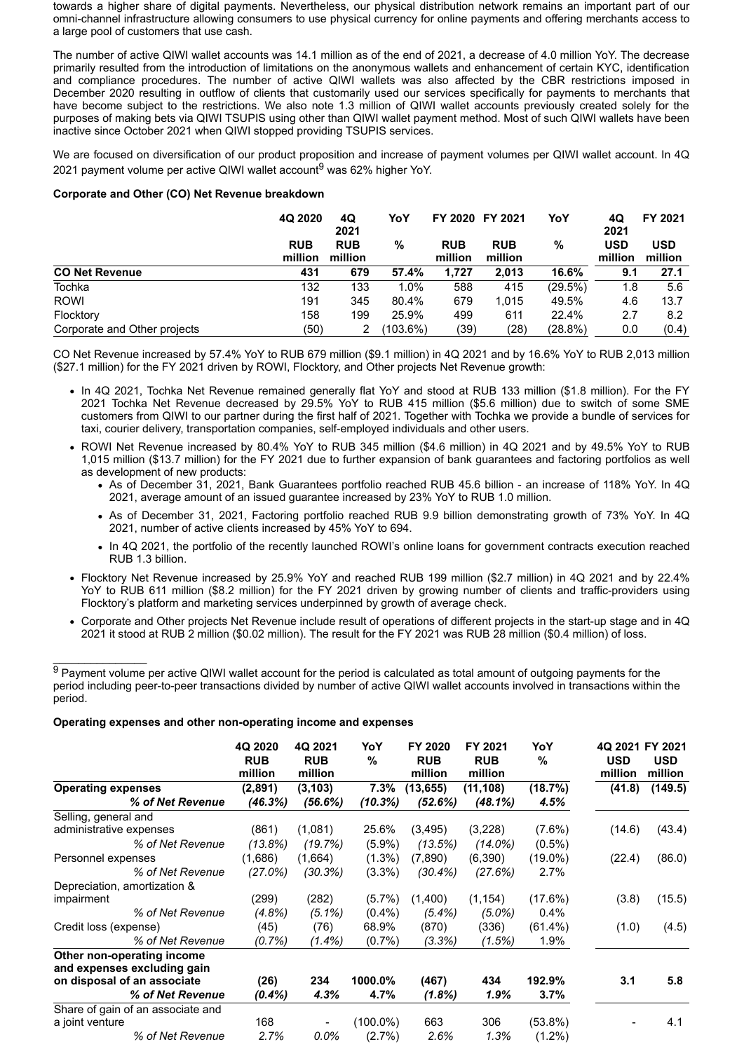towards a higher share of digital payments. Nevertheless, our physical distribution network remains an important part of our omni-channel infrastructure allowing consumers to use physical currency for online payments and offering merchants access to a large pool of customers that use cash.

The number of active QIWI wallet accounts was 14.1 million as of the end of 2021, a decrease of 4.0 million YoY. The decrease primarily resulted from the introduction of limitations on the anonymous wallets and enhancement of certain KYC, identification and compliance procedures. The number of active QIWI wallets was also affected by the CBR restrictions imposed in December 2020 resulting in outflow of clients that customarily used our services specifically for payments to merchants that have become subject to the restrictions. We also note 1.3 million of QIWI wallet accounts previously created solely for the purposes of making bets via QIWI TSUPIS using other than QIWI wallet payment method. Most of such QIWI wallets have been inactive since October 2021 when QIWI stopped providing TSUPIS services.

We are focused on diversification of our product proposition and increase of payment volumes per QIWI wallet account. In 4Q 2021 payment volume per active QIWI wallet account[9] was 62% higher YoY.

**Corporate and Other (CO) Net Revenue breakdown**

| | 4Q 2020 | 4Q 2021 | YoY | FY 2020 | FY 2021 | YoY | 4Q 2021 | FY 2021 |
|---|---|---|---|---|---|---|---|---|
| | RUB million | RUB million | % | RUB million | RUB million | % | USD million | USD million |
| **CO Net Revenue** | **431** | **679** | **57.4%** | **1,727** | **2,013** | **16.6%** | **9.1** | **27.1** |
| Tochka | 132 | 133 | 1.0% | 588 | 415 | (29.5%) | 1.8 | 5.6 |
| ROWI | 191 | 345 | 80.4% | 679 | 1,015 | 49.5% | 4.6 | 13.7 |
| Flocktory | 158 | 199 | 25.9% | 499 | 611 | 22.4% | 2.7 | 8.2 |
| Corporate and Other projects | (50) | 2 | (103.6%) | (39) | (28) | (28.8%) | 0.0 | (0.4) |

CO Net Revenue increased by 57.4% YoY to RUB 679 million ($9.1 million) in 4Q 2021 and by 16.6% YoY to RUB 2,013 million ($27.1 million) for the FY 2021 driven by ROWI, Flocktory, and Other projects Net Revenue growth:

- In 4Q 2021, Tochka Net Revenue remained generally flat YoY and stood at RUB 133 million ($1.8 million). For the FY 2021 Tochka Net Revenue decreased by 29.5% YoY to RUB 415 million ($5.6 million) due to switch of some SME customers from QIWI to our partner during the first half of 2021. Together with Tochka we provide a bundle of services for taxi, courier delivery, transportation companies, self-employed individuals and other users.
- ROWI Net Revenue increased by 80.4% YoY to RUB 345 million ($4.6 million) in 4Q 2021 and by 49.5% YoY to RUB 1,015 million ($13.7 million) for the FY 2021 due to further expansion of bank guarantees and factoring portfolios as well as development of new products:
  - As of December 31, 2021, Bank Guarantees portfolio reached RUB 45.6 billion - an increase of 118% YoY. In 4Q 2021, average amount of an issued guarantee increased by 23% YoY to RUB 1.0 million.
  - As of December 31, 2021, Factoring portfolio reached RUB 9.9 billion demonstrating growth of 73% YoY. In 4Q 2021, number of active clients increased by 45% YoY to 694.
  - In 4Q 2021, the portfolio of the recently launched ROWI's online loans for government contracts execution reached RUB 1.3 billion.
- Flocktory Net Revenue increased by 25.9% YoY and reached RUB 199 million ($2.7 million) in 4Q 2021 and by 22.4% YoY to RUB 611 million ($8.2 million) for the FY 2021 driven by growing number of clients and traffic-providers using Flocktory's platform and marketing services underpinned by growth of average check.
- Corporate and Other projects Net Revenue include result of operations of different projects in the start-up stage and in 4Q 2021 it stood at RUB 2 million ($0.02 million). The result for the FY 2021 was RUB 28 million ($0.4 million) of loss.

[9] Payment volume per active QIWI wallet account for the period is calculated as total amount of outgoing payments for the period including peer-to-peer transactions divided by number of active QIWI wallet accounts involved in transactions within the period.

**Operating expenses and other non-operating income and expenses**

| | 4Q 2020 RUB million | 4Q 2021 RUB million | YoY % | FY 2020 RUB million | FY 2021 RUB million | YoY % | 4Q 2021 USD million | FY 2021 USD million |
|---|---|---|---|---|---|---|---|---|
| **Operating expenses** | **(2,891)** | **(3,103)** | **7.3%** | **(13,655)** | **(11,108)** | **(18.7%)** | **(41.8)** | **(149.5)** |
| *% of Net Revenue* | *(46.3%)* | *(56.6%)* | *(10.3%)* | *(52.6%)* | *(48.1%)* | *4.5%* | | |
| Selling, general and administrative expenses | (861) | (1,081) | 25.6% | (3,495) | (3,228) | (7.6%) | (14.6) | (43.4) |
| *% of Net Revenue* | *(13.8%)* | *(19.7%)* | (5.9%) | *(13.5%)* | *(14.0%)* | (0.5%) | | |
| Personnel expenses | (1,686) | (1,664) | (1.3%) | (7,890) | (6,390) | (19.0%) | (22.4) | (86.0) |
| *% of Net Revenue* | *(27.0%)* | *(30.3%)* | (3.3%) | *(30.4%)* | *(27.6%)* | 2.7% | | |
| Depreciation, amortization & impairment | (299) | (282) | (5.7%) | (1,400) | (1,154) | (17.6%) | (3.8) | (15.5) |
| *% of Net Revenue* | *(4.8%)* | *(5.1%)* | (0.4%) | *(5.4%)* | *(5.0%)* | 0.4% | | |
| Credit loss (expense) | (45) | (76) | 68.9% | (870) | (336) | (61.4%) | (1.0) | (4.5) |
| *% of Net Revenue* | *(0.7%)* | *(1.4%)* | (0.7%) | *(3.3%)* | *(1.5%)* | 1.9% | | |
| **Other non-operating income and expenses excluding gain on disposal of an associate** | **(26)** | **234** | **1000.0%** | **(467)** | **434** | **192.9%** | **3.1** | **5.8** |
| *% of Net Revenue* | *(0.4%)* | *4.3%* | *4.7%* | *(1.8%)* | *1.9%* | *3.7%* | | |
| Share of gain of an associate and a joint venture | 168 | - | (100.0%) | 663 | 306 | (53.8%) | - | 4.1 |
| *% of Net Revenue* | *2.7%* | *0.0%* | (2.7%) | *2.6%* | *1.3%* | (1.2%) | | |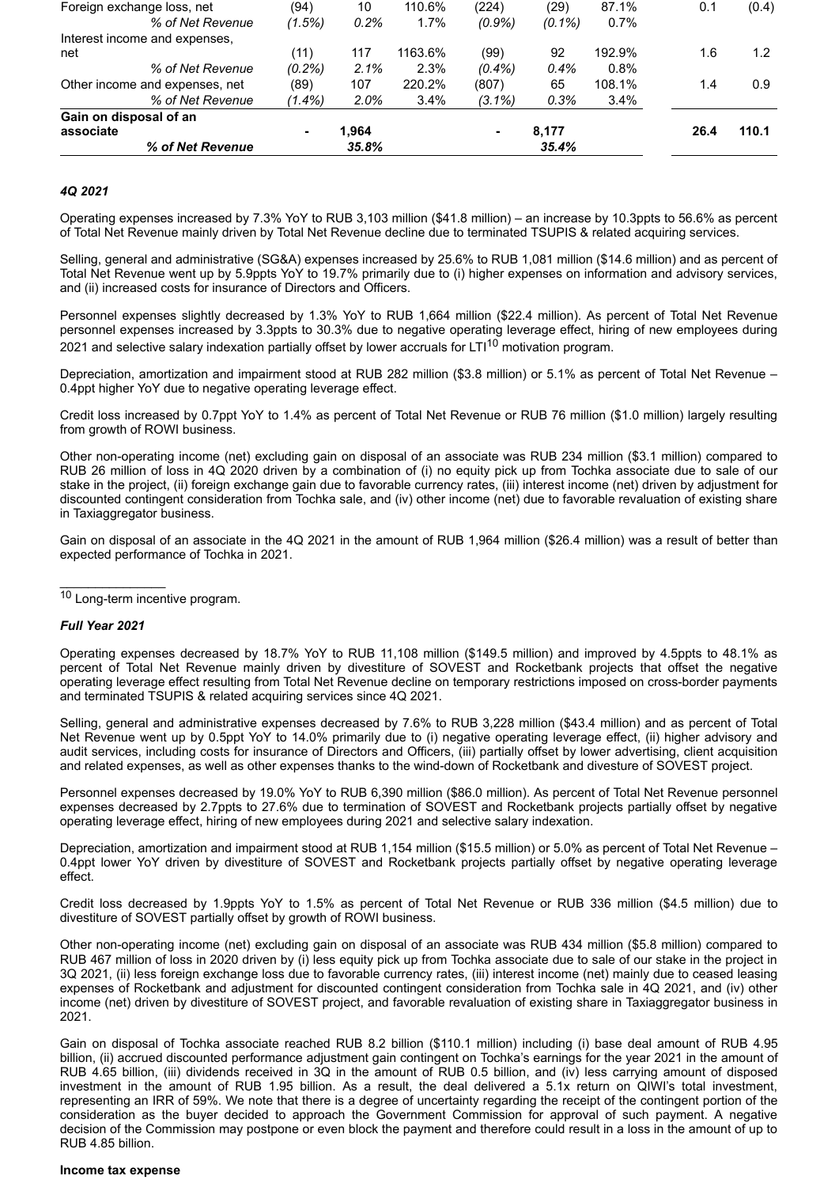| | | | | | | | | |
|---|---|---|---|---|---|---|---|---|
| Foreign exchange loss, net | (94) | 10 | 110.6% | (224) | (29) | 87.1% | 0.1 | (0.4) |
| *% of Net Revenue* | *(1.5%)* | *0.2%* | 1.7% | *(0.9%)* | *(0.1%)* | 0.7% | | |
| Interest income and expenses, net | (11) | 117 | 1163.6% | (99) | 92 | 192.9% | 1.6 | 1.2 |
| *% of Net Revenue* | *(0.2%)* | *2.1%* | 2.3% | *(0.4%)* | *0.4%* | 0.8% | | |
| Other income and expenses, net | (89) | 107 | 220.2% | (807) | 65 | 108.1% | 1.4 | 0.9 |
| *% of Net Revenue* | *(1.4%)* | *2.0%* | 3.4% | *(3.1%)* | *0.3%* | 3.4% | | |
| **Gain on disposal of an associate** | **-** | **1,964** | | **-** | **8,177** | | **26.4** | **110.1** |
| ***% of Net Revenue*** | | ***35.8%*** | | | ***35.4%*** | | | |

#### *4Q 2021*

Operating expenses increased by 7.3% YoY to RUB 3,103 million ($41.8 million) – an increase by 10.3ppts to 56.6% as percent of Total Net Revenue mainly driven by Total Net Revenue decline due to terminated TSUPIS & related acquiring services.

Selling, general and administrative (SG&A) expenses increased by 25.6% to RUB 1,081 million ($14.6 million) and as percent of Total Net Revenue went up by 5.9ppts YoY to 19.7% primarily due to (i) higher expenses on information and advisory services, and (ii) increased costs for insurance of Directors and Officers.

Personnel expenses slightly decreased by 1.3% YoY to RUB 1,664 million ($22.4 million). As percent of Total Net Revenue personnel expenses increased by 3.3ppts to 30.3% due to negative operating leverage effect, hiring of new employees during 2021 and selective salary indexation partially offset by lower accruals for LTI[10] motivation program.

Depreciation, amortization and impairment stood at RUB 282 million ($3.8 million) or 5.1% as percent of Total Net Revenue – 0.4ppt higher YoY due to negative operating leverage effect.

Credit loss increased by 0.7ppt YoY to 1.4% as percent of Total Net Revenue or RUB 76 million ($1.0 million) largely resulting from growth of ROWI business.

Other non-operating income (net) excluding gain on disposal of an associate was RUB 234 million ($3.1 million) compared to RUB 26 million of loss in 4Q 2020 driven by a combination of (i) no equity pick up from Tochka associate due to sale of our stake in the project, (ii) foreign exchange gain due to favorable currency rates, (iii) interest income (net) driven by adjustment for discounted contingent consideration from Tochka sale, and (iv) other income (net) due to favorable revaluation of existing share in Taxiaggregator business.

Gain on disposal of an associate in the 4Q 2021 in the amount of RUB 1,964 million ($26.4 million) was a result of better than expected performance of Tochka in 2021.

[10] Long-term incentive program.

#### *Full Year 2021*

Operating expenses decreased by 18.7% YoY to RUB 11,108 million ($149.5 million) and improved by 4.5ppts to 48.1% as percent of Total Net Revenue mainly driven by divestiture of SOVEST and Rocketbank projects that offset the negative operating leverage effect resulting from Total Net Revenue decline on temporary restrictions imposed on cross-border payments and terminated TSUPIS & related acquiring services since 4Q 2021.

Selling, general and administrative expenses decreased by 7.6% to RUB 3,228 million ($43.4 million) and as percent of Total Net Revenue went up by 0.5ppt YoY to 14.0% primarily due to (i) negative operating leverage effect, (ii) higher advisory and audit services, including costs for insurance of Directors and Officers, (iii) partially offset by lower advertising, client acquisition and related expenses, as well as other expenses thanks to the wind-down of Rocketbank and divesture of SOVEST project.

Personnel expenses decreased by 19.0% YoY to RUB 6,390 million ($86.0 million). As percent of Total Net Revenue personnel expenses decreased by 2.7ppts to 27.6% due to termination of SOVEST and Rocketbank projects partially offset by negative operating leverage effect, hiring of new employees during 2021 and selective salary indexation.

Depreciation, amortization and impairment stood at RUB 1,154 million ($15.5 million) or 5.0% as percent of Total Net Revenue – 0.4ppt lower YoY driven by divestiture of SOVEST and Rocketbank projects partially offset by negative operating leverage effect.

Credit loss decreased by 1.9ppts YoY to 1.5% as percent of Total Net Revenue or RUB 336 million ($4.5 million) due to divestiture of SOVEST partially offset by growth of ROWI business.

Other non-operating income (net) excluding gain on disposal of an associate was RUB 434 million ($5.8 million) compared to RUB 467 million of loss in 2020 driven by (i) less equity pick up from Tochka associate due to sale of our stake in the project in 3Q 2021, (ii) less foreign exchange loss due to favorable currency rates, (iii) interest income (net) mainly due to ceased leasing expenses of Rocketbank and adjustment for discounted contingent consideration from Tochka sale in 4Q 2021, and (iv) other income (net) driven by divestiture of SOVEST project, and favorable revaluation of existing share in Taxiaggregator business in 2021.

Gain on disposal of Tochka associate reached RUB 8.2 billion ($110.1 million) including (i) base deal amount of RUB 4.95 billion, (ii) accrued discounted performance adjustment gain contingent on Tochka's earnings for the year 2021 in the amount of RUB 4.65 billion, (iii) dividends received in 3Q in the amount of RUB 0.5 billion, and (iv) less carrying amount of disposed investment in the amount of RUB 1.95 billion. As a result, the deal delivered a 5.1x return on QIWI's total investment, representing an IRR of 59%. We note that there is a degree of uncertainty regarding the receipt of the contingent portion of the consideration as the buyer decided to approach the Government Commission for approval of such payment. A negative decision of the Commission may postpone or even block the payment and therefore could result in a loss in the amount of up to RUB 4.85 billion.

#### **Income tax expense**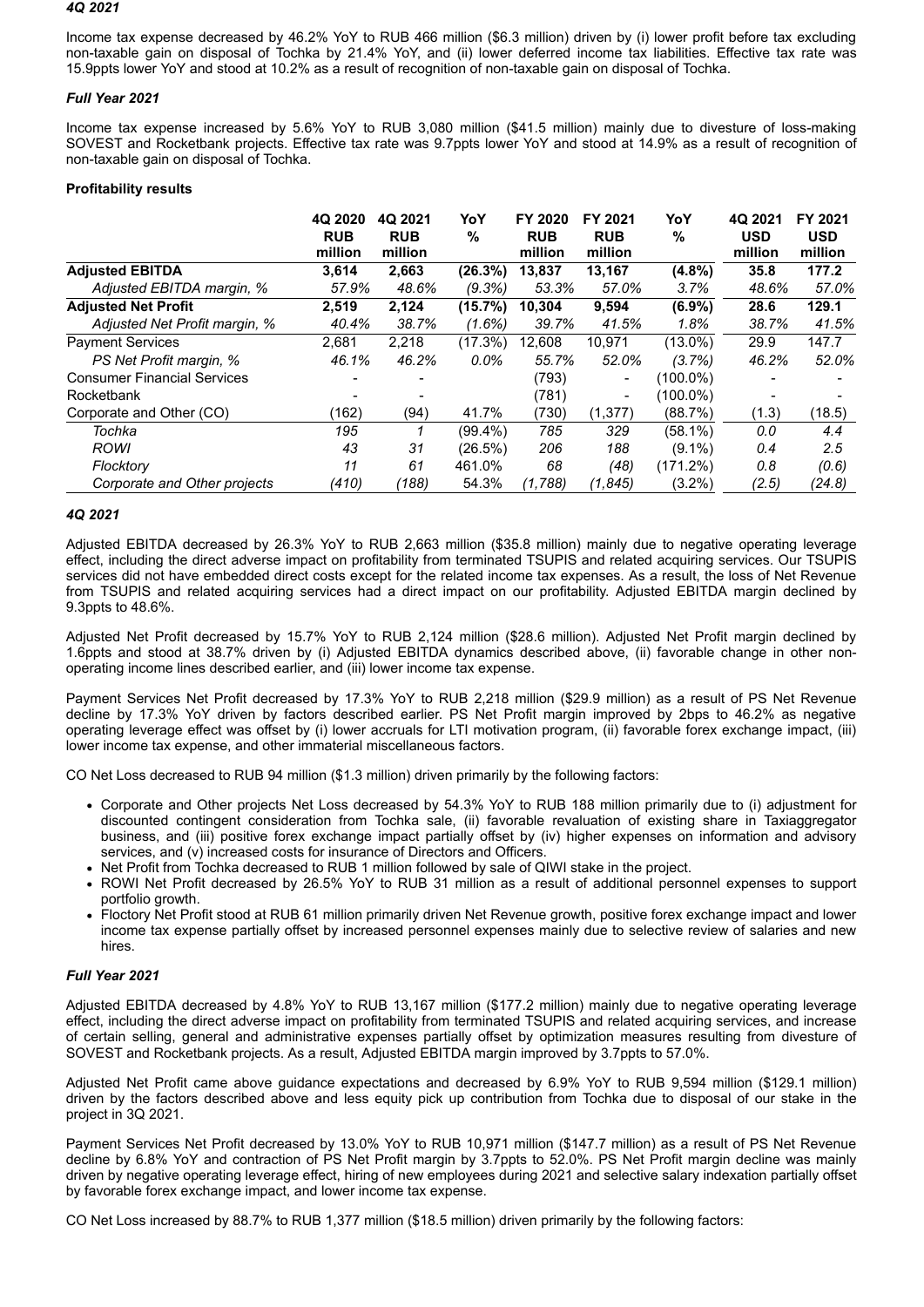### *4Q 2021*

Income tax expense decreased by 46.2% YoY to RUB 466 million ($6.3 million) driven by (i) lower profit before tax excluding non-taxable gain on disposal of Tochka by 21.4% YoY, and (ii) lower deferred income tax liabilities. Effective tax rate was 15.9ppts lower YoY and stood at 10.2% as a result of recognition of non-taxable gain on disposal of Tochka.

### *Full Year 2021*

Income tax expense increased by 5.6% YoY to RUB 3,080 million ($41.5 million) mainly due to divesture of loss-making SOVEST and Rocketbank projects. Effective tax rate was 9.7ppts lower YoY and stood at 14.9% as a result of recognition of non-taxable gain on disposal of Tochka.

**Profitability results**

| | 4Q 2020 RUB million | 4Q 2021 RUB million | YoY % | FY 2020 RUB million | FY 2021 RUB million | YoY % | 4Q 2021 USD million | FY 2021 USD million |
|---|---|---|---|---|---|---|---|---|
| **Adjusted EBITDA** | **3,614** | **2,663** | **(26.3%)** | **13,837** | **13,167** | **(4.8%)** | **35.8** | **177.2** |
| *Adjusted EBITDA margin, %* | *57.9%* | *48.6%* | *(9.3%)* | *53.3%* | *57.0%* | *3.7%* | *48.6%* | *57.0%* |
| **Adjusted Net Profit** | **2,519** | **2,124** | **(15.7%)** | **10,304** | **9,594** | **(6.9%)** | **28.6** | **129.1** |
| *Adjusted Net Profit margin, %* | *40.4%* | *38.7%* | *(1.6%)* | *39.7%* | *41.5%* | *1.8%* | *38.7%* | *41.5%* |
| Payment Services | 2,681 | 2,218 | (17.3%) | 12,608 | 10,971 | (13.0%) | 29.9 | 147.7 |
| *PS Net Profit margin, %* | *46.1%* | *46.2%* | *0.0%* | *55.7%* | *52.0%* | *(3.7%)* | *46.2%* | *52.0%* |
| Consumer Financial Services | - | - | | (793) | - | (100.0%) | - | - |
| Rocketbank | - | - | | (781) | - | (100.0%) | - | - |
| Corporate and Other (CO) | (162) | (94) | 41.7% | (730) | (1,377) | (88.7%) | (1.3) | (18.5) |
| *Tochka* | *195* | *1* | *(99.4%)* | *785* | *329* | *(58.1%)* | *0.0* | *4.4* |
| *ROWI* | *43* | *31* | *(26.5%)* | *206* | *188* | *(9.1%)* | *0.4* | *2.5* |
| *Flocktory* | *11* | *61* | *461.0%* | *68* | *(48)* | *(171.2%)* | *0.8* | *(0.6)* |
| *Corporate and Other projects* | *(410)* | *(188)* | *54.3%* | *(1,788)* | *(1,845)* | *(3.2%)* | *(2.5)* | *(24.8)* |

### *4Q 2021*

Adjusted EBITDA decreased by 26.3% YoY to RUB 2,663 million ($35.8 million) mainly due to negative operating leverage effect, including the direct adverse impact on profitability from terminated TSUPIS and related acquiring services. Our TSUPIS services did not have embedded direct costs except for the related income tax expenses. As a result, the loss of Net Revenue from TSUPIS and related acquiring services had a direct impact on our profitability. Adjusted EBITDA margin declined by 9.3ppts to 48.6%.

Adjusted Net Profit decreased by 15.7% YoY to RUB 2,124 million ($28.6 million). Adjusted Net Profit margin declined by 1.6ppts and stood at 38.7% driven by (i) Adjusted EBITDA dynamics described above, (ii) favorable change in other non-operating income lines described earlier, and (iii) lower income tax expense.

Payment Services Net Profit decreased by 17.3% YoY to RUB 2,218 million ($29.9 million) as a result of PS Net Revenue decline by 17.3% YoY driven by factors described earlier. PS Net Profit margin improved by 2bps to 46.2% as negative operating leverage effect was offset by (i) lower accruals for LTI motivation program, (ii) favorable forex exchange impact, (iii) lower income tax expense, and other immaterial miscellaneous factors.

CO Net Loss decreased to RUB 94 million ($1.3 million) driven primarily by the following factors:

- Corporate and Other projects Net Loss decreased by 54.3% YoY to RUB 188 million primarily due to (i) adjustment for discounted contingent consideration from Tochka sale, (ii) favorable revaluation of existing share in Taxiaggregator business, and (iii) positive forex exchange impact partially offset by (iv) higher expenses on information and advisory services, and (v) increased costs for insurance of Directors and Officers.
- Net Profit from Tochka decreased to RUB 1 million followed by sale of QIWI stake in the project.
- ROWI Net Profit decreased by 26.5% YoY to RUB 31 million as a result of additional personnel expenses to support portfolio growth.
- Flocktory Net Profit stood at RUB 61 million primarily driven Net Revenue growth, positive forex exchange impact and lower income tax expense partially offset by increased personnel expenses mainly due to selective review of salaries and new hires.

### *Full Year 2021*

Adjusted EBITDA decreased by 4.8% YoY to RUB 13,167 million ($177.2 million) mainly due to negative operating leverage effect, including the direct adverse impact on profitability from terminated TSUPIS and related acquiring services, and increase of certain selling, general and administrative expenses partially offset by optimization measures resulting from divesture of SOVEST and Rocketbank projects. As a result, Adjusted EBITDA margin improved by 3.7ppts to 57.0%.

Adjusted Net Profit came above guidance expectations and decreased by 6.9% YoY to RUB 9,594 million ($129.1 million) driven by the factors described above and less equity pick up contribution from Tochka due to disposal of our stake in the project in 3Q 2021.

Payment Services Net Profit decreased by 13.0% YoY to RUB 10,971 million ($147.7 million) as a result of PS Net Revenue decline by 6.8% YoY and contraction of PS Net Profit margin by 3.7ppts to 52.0%. PS Net Profit margin decline was mainly driven by negative operating leverage effect, hiring of new employees during 2021 and selective salary indexation partially offset by favorable forex exchange impact, and lower income tax expense.

CO Net Loss increased by 88.7% to RUB 1,377 million ($18.5 million) driven primarily by the following factors: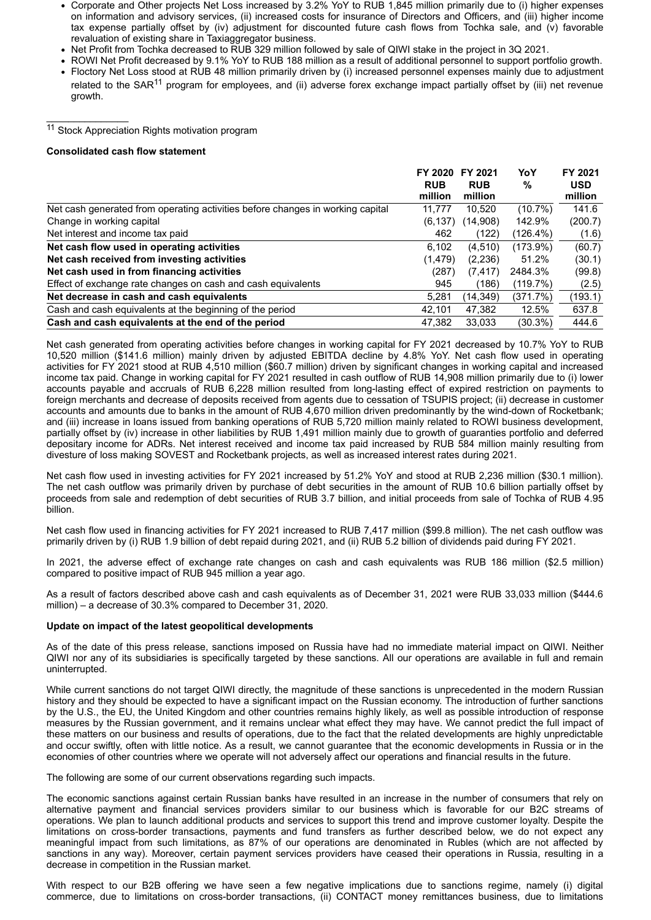- Corporate and Other projects Net Loss increased by 3.2% YoY to RUB 1,845 million primarily due to (i) higher expenses on information and advisory services, (ii) increased costs for insurance of Directors and Officers, and (iii) higher income tax expense partially offset by (iv) adjustment for discounted future cash flows from Tochka sale, and (v) favorable revaluation of existing share in Taxiaggregator business.
- Net Profit from Tochka decreased to RUB 329 million followed by sale of QIWI stake in the project in 3Q 2021.
- ROWI Net Profit decreased by 9.1% YoY to RUB 188 million as a result of additional personnel to support portfolio growth.
- Floctory Net Loss stood at RUB 48 million primarily driven by (i) increased personnel expenses mainly due to adjustment related to the SAR[11] program for employees, and (ii) adverse forex exchange impact partially offset by (iii) net revenue growth.

[11] Stock Appreciation Rights motivation program

**Consolidated cash flow statement**

| | FY 2020 RUB million | FY 2021 RUB million | YoY % | FY 2021 USD million |
|---|---|---|---|---|
| Net cash generated from operating activities before changes in working capital | 11,777 | 10,520 | (10.7%) | 141.6 |
| Change in working capital | (6,137) | (14,908) | 142.9% | (200.7) |
| Net interest and income tax paid | 462 | (122) | (126.4%) | (1.6) |
| **Net cash flow used in operating activities** | 6,102 | (4,510) | (173.9%) | (60.7) |
| **Net cash received from investing activities** | (1,479) | (2,236) | 51.2% | (30.1) |
| **Net cash used in from financing activities** | (287) | (7,417) | 2484.3% | (99.8) |
| Effect of exchange rate changes on cash and cash equivalents | 945 | (186) | (119.7%) | (2.5) |
| **Net decrease in cash and cash equivalents** | 5,281 | (14,349) | (371.7%) | (193.1) |
| Cash and cash equivalents at the beginning of the period | 42,101 | 47,382 | 12.5% | 637.8 |
| **Cash and cash equivalents at the end of the period** | 47,382 | 33,033 | (30.3%) | 444.6 |

Net cash generated from operating activities before changes in working capital for FY 2021 decreased by 10.7% YoY to RUB 10,520 million ($141.6 million) mainly driven by adjusted EBITDA decline by 4.8% YoY. Net cash flow used in operating activities for FY 2021 stood at RUB 4,510 million ($60.7 million) driven by significant changes in working capital and increased income tax paid. Change in working capital for FY 2021 resulted in cash outflow of RUB 14,908 million primarily due to (i) lower accounts payable and accruals of RUB 6,228 million resulted from long-lasting effect of expired restriction on payments to foreign merchants and decrease of deposits received from agents due to cessation of TSUPIS project; (ii) decrease in customer accounts and amounts due to banks in the amount of RUB 4,670 million driven predominantly by the wind-down of Rocketbank; and (iii) increase in loans issued from banking operations of RUB 5,720 million mainly related to ROWI business development, partially offset by (iv) increase in other liabilities by RUB 1,491 million mainly due to growth of guaranties portfolio and deferred depositary income for ADRs. Net interest received and income tax paid increased by RUB 584 million mainly resulting from divesture of loss making SOVEST and Rocketbank projects, as well as increased interest rates during 2021.

Net cash flow used in investing activities for FY 2021 increased by 51.2% YoY and stood at RUB 2,236 million ($30.1 million). The net cash outflow was primarily driven by purchase of debt securities in the amount of RUB 10.6 billion partially offset by proceeds from sale and redemption of debt securities of RUB 3.7 billion, and initial proceeds from sale of Tochka of RUB 4.95 billion.

Net cash flow used in financing activities for FY 2021 increased to RUB 7,417 million ($99.8 million). The net cash outflow was primarily driven by (i) RUB 1.9 billion of debt repaid during 2021, and (ii) RUB 5.2 billion of dividends paid during FY 2021.

In 2021, the adverse effect of exchange rate changes on cash and cash equivalents was RUB 186 million ($2.5 million) compared to positive impact of RUB 945 million a year ago.

As a result of factors described above cash and cash equivalents as of December 31, 2021 were RUB 33,033 million ($444.6 million) – a decrease of 30.3% compared to December 31, 2020.

**Update on impact of the latest geopolitical developments**

As of the date of this press release, sanctions imposed on Russia have had no immediate material impact on QIWI. Neither QIWI nor any of its subsidiaries is specifically targeted by these sanctions. All our operations are available in full and remain uninterrupted.

While current sanctions do not target QIWI directly, the magnitude of these sanctions is unprecedented in the modern Russian history and they should be expected to have a significant impact on the Russian economy. The introduction of further sanctions by the U.S., the EU, the United Kingdom and other countries remains highly likely, as well as possible introduction of response measures by the Russian government, and it remains unclear what effect they may have. We cannot predict the full impact of these matters on our business and results of operations, due to the fact that the related developments are highly unpredictable and occur swiftly, often with little notice. As a result, we cannot guarantee that the economic developments in Russia or in the economies of other countries where we operate will not adversely affect our operations and financial results in the future.

The following are some of our current observations regarding such impacts.

The economic sanctions against certain Russian banks have resulted in an increase in the number of consumers that rely on alternative payment and financial services providers similar to our business which is favorable for our B2C streams of operations. We plan to launch additional products and services to support this trend and improve customer loyalty. Despite the limitations on cross-border transactions, payments and fund transfers as further described below, we do not expect any meaningful impact from such limitations, as 87% of our operations are denominated in Rubles (which are not affected by sanctions in any way). Moreover, certain payment services providers have ceased their operations in Russia, resulting in a decrease in competition in the Russian market.

With respect to our B2B offering we have seen a few negative implications due to sanctions regime, namely (i) digital commerce, due to limitations on cross-border transactions, (ii) CONTACT money remittances business, due to limitations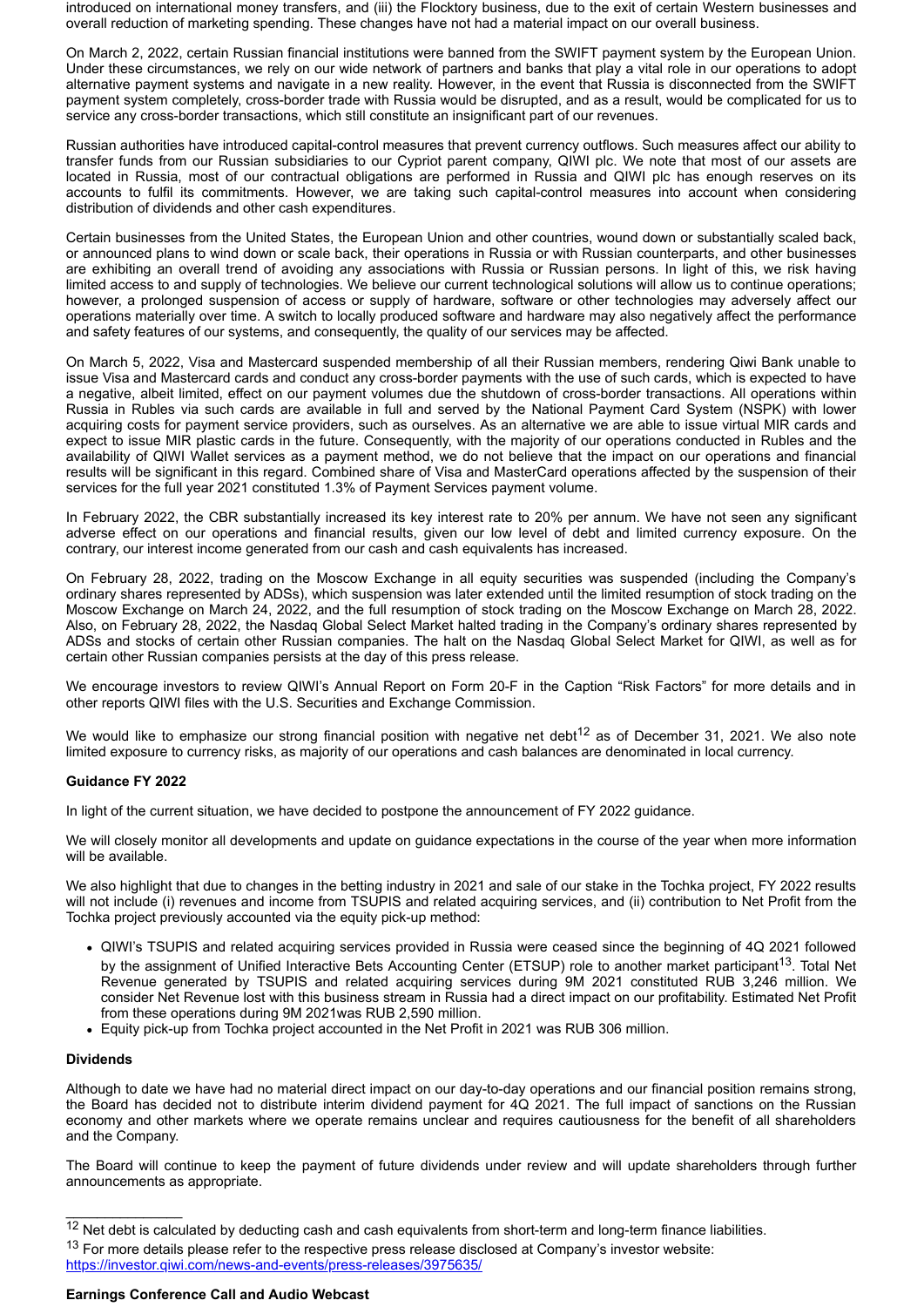introduced on international money transfers, and (iii) the Flocktory business, due to the exit of certain Western businesses and overall reduction of marketing spending. These changes have not had a material impact on our overall business.

On March 2, 2022, certain Russian financial institutions were banned from the SWIFT payment system by the European Union. Under these circumstances, we rely on our wide network of partners and banks that play a vital role in our operations to adopt alternative payment systems and navigate in a new reality. However, in the event that Russia is disconnected from the SWIFT payment system completely, cross-border trade with Russia would be disrupted, and as a result, would be complicated for us to service any cross-border transactions, which still constitute an insignificant part of our revenues.

Russian authorities have introduced capital-control measures that prevent currency outflows. Such measures affect our ability to transfer funds from our Russian subsidiaries to our Cypriot parent company, QIWI plc. We note that most of our assets are located in Russia, most of our contractual obligations are performed in Russia and QIWI plc has enough reserves on its accounts to fulfil its commitments. However, we are taking such capital-control measures into account when considering distribution of dividends and other cash expenditures.

Certain businesses from the United States, the European Union and other countries, wound down or substantially scaled back, or announced plans to wind down or scale back, their operations in Russia or with Russian counterparts, and other businesses are exhibiting an overall trend of avoiding any associations with Russia or Russian persons. In light of this, we risk having limited access to and supply of technologies. We believe our current technological solutions will allow us to continue operations; however, a prolonged suspension of access or supply of hardware, software or other technologies may adversely affect our operations materially over time. A switch to locally produced software and hardware may also negatively affect the performance and safety features of our systems, and consequently, the quality of our services may be affected.

On March 5, 2022, Visa and Mastercard suspended membership of all their Russian members, rendering Qiwi Bank unable to issue Visa and Mastercard cards and conduct any cross-border payments with the use of such cards, which is expected to have a negative, albeit limited, effect on our payment volumes due the shutdown of cross-border transactions. All operations within Russia in Rubles via such cards are available in full and served by the National Payment Card System (NSPK) with lower acquiring costs for payment service providers, such as ourselves. As an alternative we are able to issue virtual MIR cards and expect to issue MIR plastic cards in the future. Consequently, with the majority of our operations conducted in Rubles and the availability of QIWI Wallet services as a payment method, we do not believe that the impact on our operations and financial results will be significant in this regard. Combined share of Visa and MasterCard operations affected by the suspension of their services for the full year 2021 constituted 1.3% of Payment Services payment volume.

In February 2022, the CBR substantially increased its key interest rate to 20% per annum. We have not seen any significant adverse effect on our operations and financial results, given our low level of debt and limited currency exposure. On the contrary, our interest income generated from our cash and cash equivalents has increased.

On February 28, 2022, trading on the Moscow Exchange in all equity securities was suspended (including the Company's ordinary shares represented by ADSs), which suspension was later extended until the limited resumption of stock trading on the Moscow Exchange on March 24, 2022, and the full resumption of stock trading on the Moscow Exchange on March 28, 2022. Also, on February 28, 2022, the Nasdaq Global Select Market halted trading in the Company's ordinary shares represented by ADSs and stocks of certain other Russian companies. The halt on the Nasdaq Global Select Market for QIWI, as well as for certain other Russian companies persists at the day of this press release.

We encourage investors to review QIWI's Annual Report on Form 20-F in the Caption "Risk Factors" for more details and in other reports QIWI files with the U.S. Securities and Exchange Commission.

We would like to emphasize our strong financial position with negative net debt[12] as of December 31, 2021. We also note limited exposure to currency risks, as majority of our operations and cash balances are denominated in local currency.

**Guidance FY 2022**

In light of the current situation, we have decided to postpone the announcement of FY 2022 guidance.

We will closely monitor all developments and update on guidance expectations in the course of the year when more information will be available.

We also highlight that due to changes in the betting industry in 2021 and sale of our stake in the Tochka project, FY 2022 results will not include (i) revenues and income from TSUPIS and related acquiring services, and (ii) contribution to Net Profit from the Tochka project previously accounted via the equity pick-up method:

- QIWI's TSUPIS and related acquiring services provided in Russia were ceased since the beginning of 4Q 2021 followed by the assignment of Unified Interactive Bets Accounting Center (ETSUP) role to another market participant[13]. Total Net Revenue generated by TSUPIS and related acquiring services during 9M 2021 constituted RUB 3,246 million. We consider Net Revenue lost with this business stream in Russia had a direct impact on our profitability. Estimated Net Profit from these operations during 9M 2021was RUB 2,590 million.
- Equity pick-up from Tochka project accounted in the Net Profit in 2021 was RUB 306 million.

**Dividends**

Although to date we have had no material direct impact on our day-to-day operations and our financial position remains strong, the Board has decided not to distribute interim dividend payment for 4Q 2021. The full impact of sanctions on the Russian economy and other markets where we operate remains unclear and requires cautiousness for the benefit of all shareholders and the Company.

The Board will continue to keep the payment of future dividends under review and will update shareholders through further announcements as appropriate.

---

[12] Net debt is calculated by deducting cash and cash equivalents from short-term and long-term finance liabilities.

[13] For more details please refer to the respective press release disclosed at Company's investor website: https://investor.qiwi.com/news-and-events/press-releases/3975635/

**Earnings Conference Call and Audio Webcast**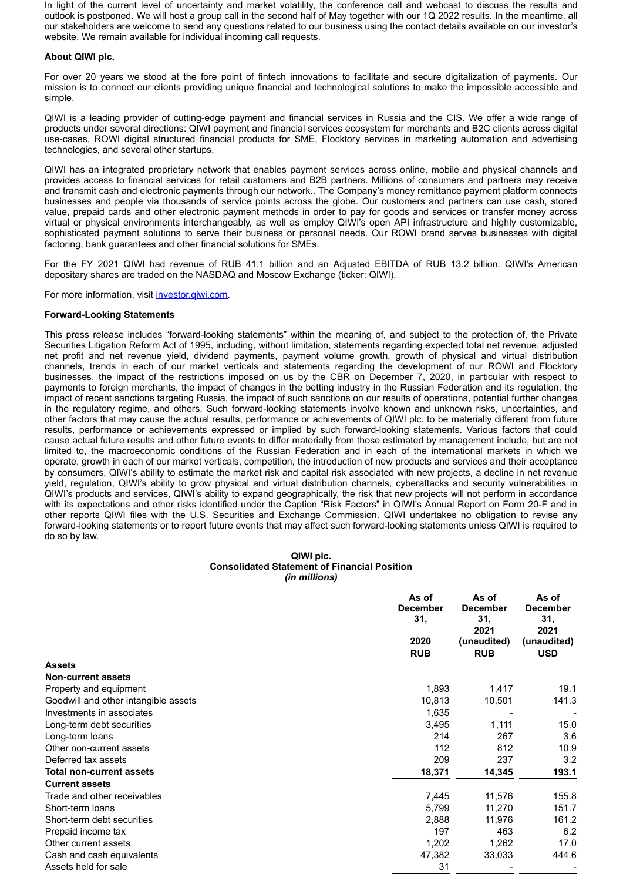In light of the current level of uncertainty and market volatility, the conference call and webcast to discuss the results and outlook is postponed. We will host a group call in the second half of May together with our 1Q 2022 results. In the meantime, all our stakeholders are welcome to send any questions related to our business using the contact details available on our investor's website. We remain available for individual incoming call requests.

**About QIWI plc.**

For over 20 years we stood at the fore point of fintech innovations to facilitate and secure digitalization of payments. Our mission is to connect our clients providing unique financial and technological solutions to make the impossible accessible and simple.

QIWI is a leading provider of cutting-edge payment and financial services in Russia and the CIS. We offer a wide range of products under several directions: QIWI payment and financial services ecosystem for merchants and B2C clients across digital use-cases, ROWI digital structured financial products for SME, Flocktory services in marketing automation and advertising technologies, and several other startups.

QIWI has an integrated proprietary network that enables payment services across online, mobile and physical channels and provides access to financial services for retail customers and B2B partners. Millions of consumers and partners may receive and transmit cash and electronic payments through our network.. The Company's money remittance payment platform connects businesses and people via thousands of service points across the globe. Our customers and partners can use cash, stored value, prepaid cards and other electronic payment methods in order to pay for goods and services or transfer money across virtual or physical environments interchangeably, as well as employ QIWI's open API infrastructure and highly customizable, sophisticated payment solutions to serve their business or personal needs. Our ROWI brand serves businesses with digital factoring, bank guarantees and other financial solutions for SMEs.

For the FY 2021 QIWI had revenue of RUB 41.1 billion and an Adjusted EBITDA of RUB 13.2 billion. QIWI's American depositary shares are traded on the NASDAQ and Moscow Exchange (ticker: QIWI).

For more information, visit investor.qiwi.com.

**Forward-Looking Statements**

This press release includes "forward-looking statements" within the meaning of, and subject to the protection of, the Private Securities Litigation Reform Act of 1995, including, without limitation, statements regarding expected total net revenue, adjusted net profit and net revenue yield, dividend payments, payment volume growth, growth of physical and virtual distribution channels, trends in each of our market verticals and statements regarding the development of our ROWI and Flocktory businesses, the impact of the restrictions imposed on us by the CBR on December 7, 2020, in particular with respect to payments to foreign merchants, the impact of changes in the betting industry in the Russian Federation and its regulation, the impact of recent sanctions targeting Russia, the impact of such sanctions on our results of operations, potential further changes in the regulatory regime, and others. Such forward-looking statements involve known and unknown risks, uncertainties, and other factors that may cause the actual results, performance or achievements of QIWI plc. to be materially different from future results, performance or achievements expressed or implied by such forward-looking statements. Various factors that could cause actual future results and other future events to differ materially from those estimated by management include, but are not limited to, the macroeconomic conditions of the Russian Federation and in each of the international markets in which we operate, growth in each of our market verticals, competition, the introduction of new products and services and their acceptance by consumers, QIWI's ability to estimate the market risk and capital risk associated with new projects, a decline in net revenue yield, regulation, QIWI's ability to grow physical and virtual distribution channels, cyberattacks and security vulnerabilities in QIWI's products and services, QIWI's ability to expand geographically, the risk that new projects will not perform in accordance with its expectations and other risks identified under the Caption "Risk Factors" in QIWI's Annual Report on Form 20-F and in other reports QIWI files with the U.S. Securities and Exchange Commission. QIWI undertakes no obligation to revise any forward-looking statements or to report future events that may affect such forward-looking statements unless QIWI is required to do so by law.

**QIWI plc.**
**Consolidated Statement of Financial Position**
*(in millions)*

| | As of December 31, 2020 | As of December 31, 2021 (unaudited) | As of December 31, 2021 (unaudited) |
|---|---|---|---|
| | RUB | RUB | USD |
| **Assets** | | | |
| **Non-current assets** | | | |
| Property and equipment | 1,893 | 1,417 | 19.1 |
| Goodwill and other intangible assets | 10,813 | 10,501 | 141.3 |
| Investments in associates | 1,635 | - | - |
| Long-term debt securities | 3,495 | 1,111 | 15.0 |
| Long-term loans | 214 | 267 | 3.6 |
| Other non-current assets | 112 | 812 | 10.9 |
| Deferred tax assets | 209 | 237 | 3.2 |
| **Total non-current assets** | **18,371** | **14,345** | **193.1** |
| **Current assets** | | | |
| Trade and other receivables | 7,445 | 11,576 | 155.8 |
| Short-term loans | 5,799 | 11,270 | 151.7 |
| Short-term debt securities | 2,888 | 11,976 | 161.2 |
| Prepaid income tax | 197 | 463 | 6.2 |
| Other current assets | 1,202 | 1,262 | 17.0 |
| Cash and cash equivalents | 47,382 | 33,033 | 444.6 |
| Assets held for sale | 31 | - | - |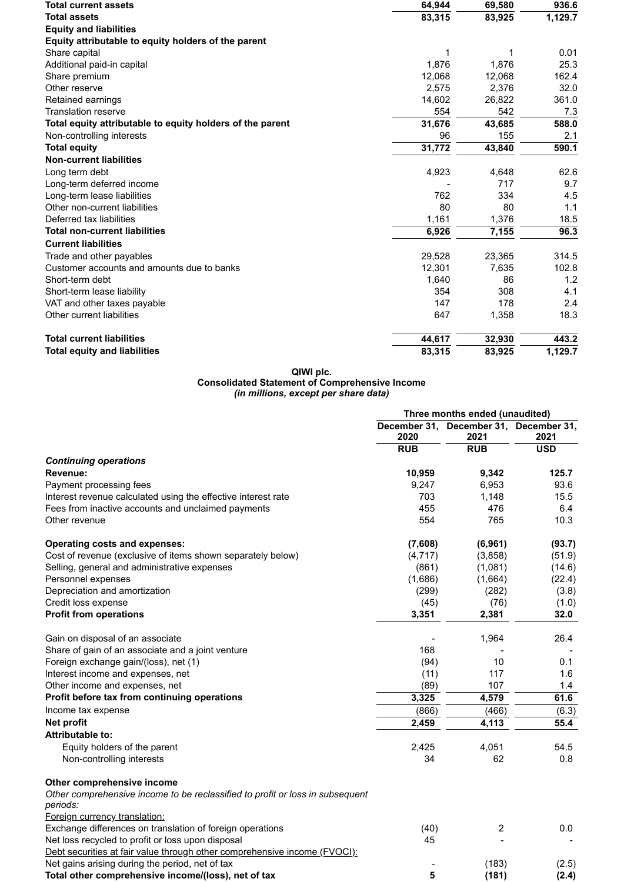| | | | |
|---|---|---|---|
| **Total current assets** | **64,944** | **69,580** | **936.6** |
| **Total assets** | **83,315** | **83,925** | **1,129.7** |
| **Equity and liabilities** | | | |
| **Equity attributable to equity holders of the parent** | | | |
| Share capital | 1 | 1 | 0.01 |
| Additional paid-in capital | 1,876 | 1,876 | 25.3 |
| Share premium | 12,068 | 12,068 | 162.4 |
| Other reserve | 2,575 | 2,376 | 32.0 |
| Retained earnings | 14,602 | 26,822 | 361.0 |
| Translation reserve | 554 | 542 | 7.3 |
| **Total equity attributable to equity holders of the parent** | **31,676** | **43,685** | **588.0** |
| Non-controlling interests | 96 | 155 | 2.1 |
| **Total equity** | **31,772** | **43,840** | **590.1** |
| **Non-current liabilities** | | | |
| Long term debt | 4,923 | 4,648 | 62.6 |
| Long-term deferred income | - | 717 | 9.7 |
| Long-term lease liabilities | 762 | 334 | 4.5 |
| Other non-current liabilities | 80 | 80 | 1.1 |
| Deferred tax liabilities | 1,161 | 1,376 | 18.5 |
| **Total non-current liabilities** | **6,926** | **7,155** | **96.3** |
| **Current liabilities** | | | |
| Trade and other payables | 29,528 | 23,365 | 314.5 |
| Customer accounts and amounts due to banks | 12,301 | 7,635 | 102.8 |
| Short-term debt | 1,640 | 86 | 1.2 |
| Short-term lease liability | 354 | 308 | 4.1 |
| VAT and other taxes payable | 147 | 178 | 2.4 |
| Other current liabilities | 647 | 1,358 | 18.3 |
| **Total current liabilities** | **44,617** | **32,930** | **443.2** |
| **Total equity and liabilities** | **83,315** | **83,925** | **1,129.7** |

**QIWI plc.**
**Consolidated Statement of Comprehensive Income**
*(in millions, except per share data)*

| | Three months ended (unaudited) | | |
|---|---|---|---|
| | December 31, 2020 | December 31, 2021 | December 31, 2021 |
| | RUB | RUB | USD |
| ***Continuing operations*** | | | |
| **Revenue:** | **10,959** | **9,342** | **125.7** |
| Payment processing fees | 9,247 | 6,953 | 93.6 |
| Interest revenue calculated using the effective interest rate | 703 | 1,148 | 15.5 |
| Fees from inactive accounts and unclaimed payments | 455 | 476 | 6.4 |
| Other revenue | 554 | 765 | 10.3 |
| **Operating costs and expenses:** | **(7,608)** | **(6,961)** | **(93.7)** |
| Cost of revenue (exclusive of items shown separately below) | (4,717) | (3,858) | (51.9) |
| Selling, general and administrative expenses | (861) | (1,081) | (14.6) |
| Personnel expenses | (1,686) | (1,664) | (22.4) |
| Depreciation and amortization | (299) | (282) | (3.8) |
| Credit loss expense | (45) | (76) | (1.0) |
| **Profit from operations** | **3,351** | **2,381** | **32.0** |
| Gain on disposal of an associate | - | 1,964 | 26.4 |
| Share of gain of an associate and a joint venture | 168 | - | - |
| Foreign exchange gain/(loss), net (1) | (94) | 10 | 0.1 |
| Interest income and expenses, net | (11) | 117 | 1.6 |
| Other income and expenses, net | (89) | 107 | 1.4 |
| **Profit before tax from continuing operations** | **3,325** | **4,579** | **61.6** |
| Income tax expense | (866) | (466) | (6.3) |
| **Net profit** | **2,459** | **4,113** | **55.4** |
| **Attributable to:** | | | |
| Equity holders of the parent | 2,425 | 4,051 | 54.5 |
| Non-controlling interests | 34 | 62 | 0.8 |
| **Other comprehensive income** | | | |
| *Other comprehensive income to be reclassified to profit or loss in subsequent periods:* | | | |
| Foreign currency translation: | | | |
| Exchange differences on translation of foreign operations | (40) | 2 | 0.0 |
| Net loss recycled to profit or loss upon disposal | 45 | - | - |
| Debt securities at fair value through other comprehensive income (FVOCI): | | | |
| Net gains arising during the period, net of tax | - | (183) | (2.5) |
| **Total other comprehensive income/(loss), net of tax** | **5** | **(181)** | **(2.4)** |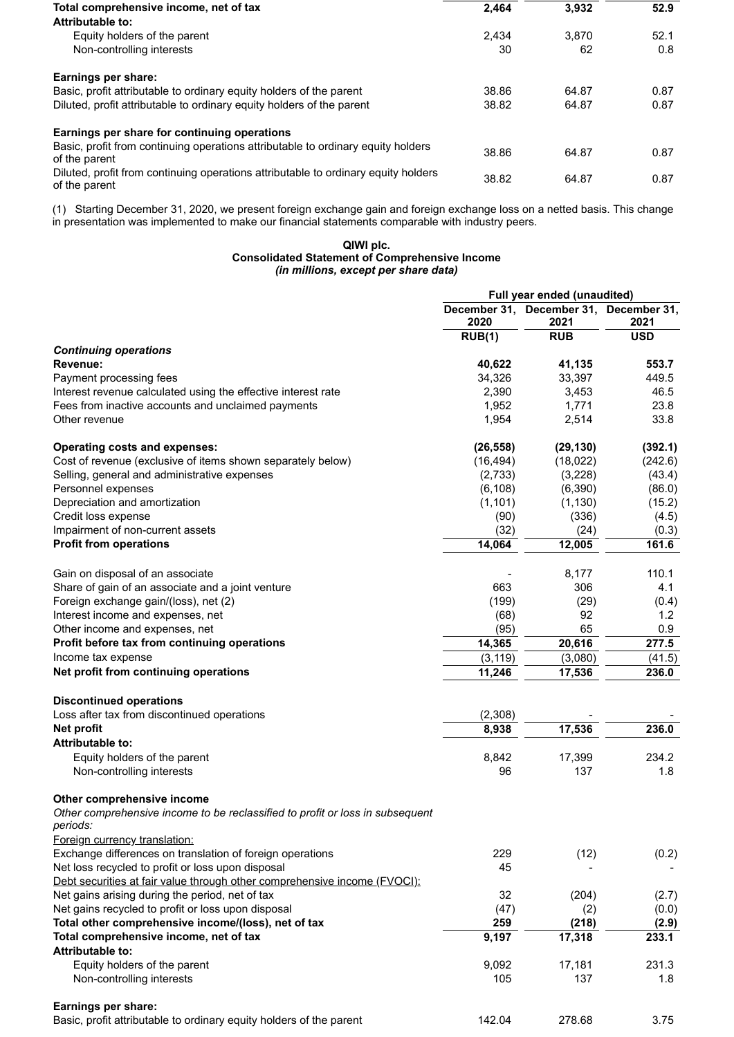| | | | |
|---|---|---|---|
| **Total comprehensive income, net of tax** | **2,464** | **3,932** | **52.9** |
| **Attributable to:** | | | |
| Equity holders of the parent | 2,434 | 3,870 | 52.1 |
| Non-controlling interests | 30 | 62 | 0.8 |
| | | | |
| **Earnings per share:** | | | |
| Basic, profit attributable to ordinary equity holders of the parent | 38.86 | 64.87 | 0.87 |
| Diluted, profit attributable to ordinary equity holders of the parent | 38.82 | 64.87 | 0.87 |
| | | | |
| **Earnings per share for continuing operations** | | | |
| Basic, profit from continuing operations attributable to ordinary equity holders of the parent | 38.86 | 64.87 | 0.87 |
| Diluted, profit from continuing operations attributable to ordinary equity holders of the parent | 38.82 | 64.87 | 0.87 |

(1) Starting December 31, 2020, we present foreign exchange gain and foreign exchange loss on a netted basis. This change in presentation was implemented to make our financial statements comparable with industry peers.

**QIWI plc.**
**Consolidated Statement of Comprehensive Income**
***(in millions, except per share data)***

| | Full year ended (unaudited) | | |
|---|---|---|---|
| | December 31, 2020 | December 31, 2021 | December 31, 2021 |
| | RUB(1) | RUB | USD |
| ***Continuing operations*** | | | |
| **Revenue:** | **40,622** | **41,135** | **553.7** |
| Payment processing fees | 34,326 | 33,397 | 449.5 |
| Interest revenue calculated using the effective interest rate | 2,390 | 3,453 | 46.5 |
| Fees from inactive accounts and unclaimed payments | 1,952 | 1,771 | 23.8 |
| Other revenue | 1,954 | 2,514 | 33.8 |
| | | | |
| **Operating costs and expenses:** | **(26,558)** | **(29,130)** | **(392.1)** |
| Cost of revenue (exclusive of items shown separately below) | (16,494) | (18,022) | (242.6) |
| Selling, general and administrative expenses | (2,733) | (3,228) | (43.4) |
| Personnel expenses | (6,108) | (6,390) | (86.0) |
| Depreciation and amortization | (1,101) | (1,130) | (15.2) |
| Credit loss expense | (90) | (336) | (4.5) |
| Impairment of non-current assets | (32) | (24) | (0.3) |
| **Profit from operations** | **14,064** | **12,005** | **161.6** |
| | | | |
| Gain on disposal of an associate | - | 8,177 | 110.1 |
| Share of gain of an associate and a joint venture | 663 | 306 | 4.1 |
| Foreign exchange gain/(loss), net (2) | (199) | (29) | (0.4) |
| Interest income and expenses, net | (68) | 92 | 1.2 |
| Other income and expenses, net | (95) | 65 | 0.9 |
| **Profit before tax from continuing operations** | **14,365** | **20,616** | **277.5** |
| Income tax expense | (3,119) | (3,080) | (41.5) |
| **Net profit from continuing operations** | **11,246** | **17,536** | **236.0** |
| | | | |
| **Discontinued operations** | | | |
| Loss after tax from discontinued operations | (2,308) | - | - |
| **Net profit** | **8,938** | **17,536** | **236.0** |
| **Attributable to:** | | | |
| Equity holders of the parent | 8,842 | 17,399 | 234.2 |
| Non-controlling interests | 96 | 137 | 1.8 |
| | | | |
| **Other comprehensive income** | | | |
| *Other comprehensive income to be reclassified to profit or loss in subsequent periods:* | | | |
| Foreign currency translation: | | | |
| Exchange differences on translation of foreign operations | 229 | (12) | (0.2) |
| Net loss recycled to profit or loss upon disposal | 45 | - | - |
| Debt securities at fair value through other comprehensive income (FVOCI): | | | |
| Net gains arising during the period, net of tax | 32 | (204) | (2.7) |
| Net gains recycled to profit or loss upon disposal | (47) | (2) | (0.0) |
| **Total other comprehensive income/(loss), net of tax** | **259** | **(218)** | **(2.9)** |
| **Total comprehensive income, net of tax** | **9,197** | **17,318** | **233.1** |
| **Attributable to:** | | | |
| Equity holders of the parent | 9,092 | 17,181 | 231.3 |
| Non-controlling interests | 105 | 137 | 1.8 |
| | | | |
| **Earnings per share:** | | | |
| Basic, profit attributable to ordinary equity holders of the parent | 142.04 | 278.68 | 3.75 |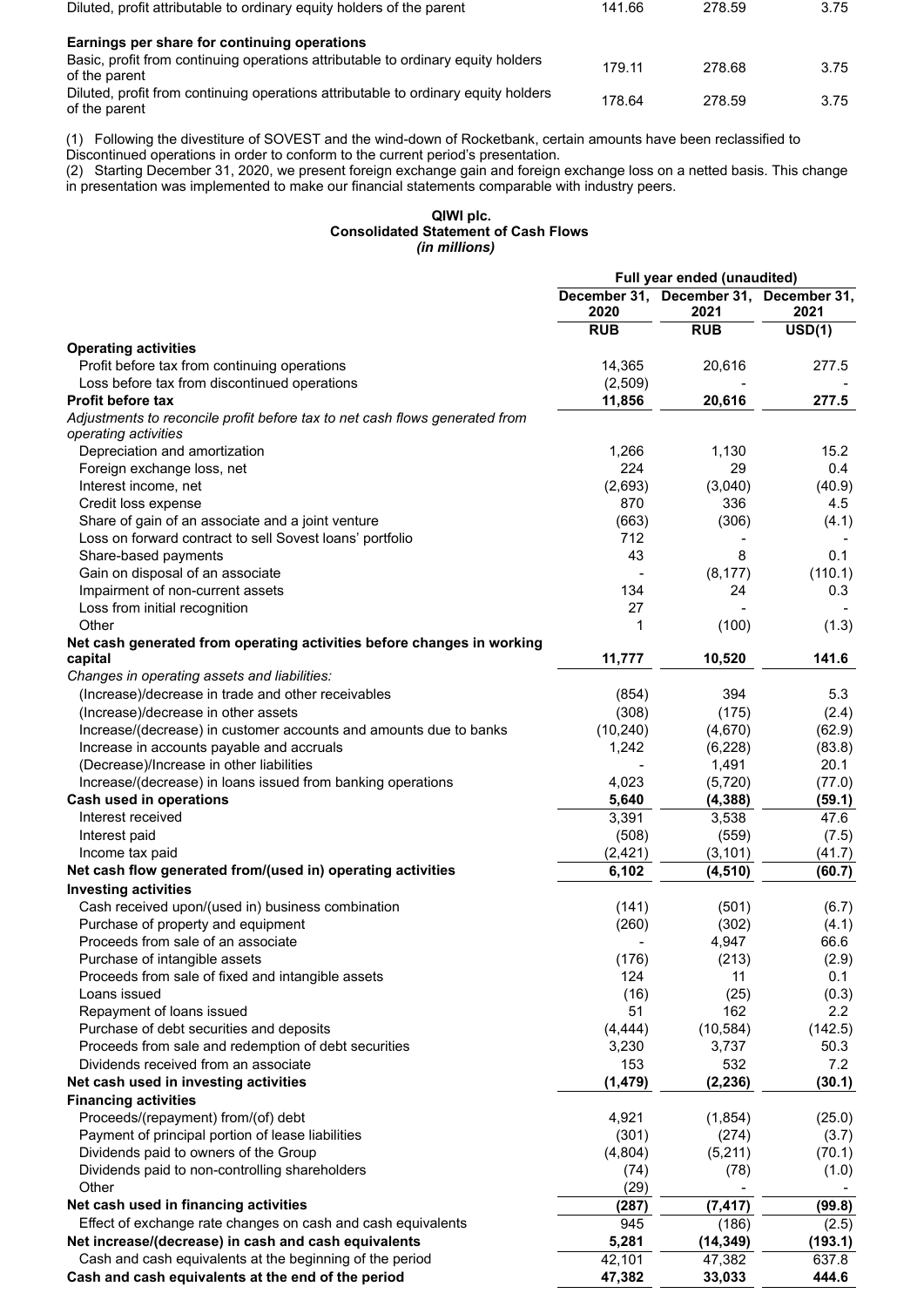| | | | |
|---|---|---|---|
| Diluted, profit attributable to ordinary equity holders of the parent | 141.66 | 278.59 | 3.75 |
| **Earnings per share for continuing operations** | | | |
| Basic, profit from continuing operations attributable to ordinary equity holders of the parent | 179.11 | 278.68 | 3.75 |
| Diluted, profit from continuing operations attributable to ordinary equity holders of the parent | 178.64 | 278.59 | 3.75 |

(1) Following the divestiture of SOVEST and the wind-down of Rocketbank, certain amounts have been reclassified to Discontinued operations in order to conform to the current period's presentation.
(2) Starting December 31, 2020, we present foreign exchange gain and foreign exchange loss on a netted basis. This change in presentation was implemented to make our financial statements comparable with industry peers.

**QIWI plc.**
**Consolidated Statement of Cash Flows**
*(in millions)*

| | Full year ended (unaudited) | | |
|---|---|---|---|
| | December 31, 2020 | December 31, 2021 | December 31, 2021 |
| | RUB | RUB | USD(1) |
| **Operating activities** | | | |
| Profit before tax from continuing operations | 14,365 | 20,616 | 277.5 |
| Loss before tax from discontinued operations | (2,509) | - | - |
| **Profit before tax** | **11,856** | **20,616** | **277.5** |
| *Adjustments to reconcile profit before tax to net cash flows generated from operating activities* | | | |
| Depreciation and amortization | 1,266 | 1,130 | 15.2 |
| Foreign exchange loss, net | 224 | 29 | 0.4 |
| Interest income, net | (2,693) | (3,040) | (40.9) |
| Credit loss expense | 870 | 336 | 4.5 |
| Share of gain of an associate and a joint venture | (663) | (306) | (4.1) |
| Loss on forward contract to sell Sovest loans' portfolio | 712 | - | - |
| Share-based payments | 43 | 8 | 0.1 |
| Gain on disposal of an associate | - | (8,177) | (110.1) |
| Impairment of non-current assets | 134 | 24 | 0.3 |
| Loss from initial recognition | 27 | - | - |
| Other | 1 | (100) | (1.3) |
| **Net cash generated from operating activities before changes in working capital** | **11,777** | **10,520** | **141.6** |
| *Changes in operating assets and liabilities:* | | | |
| (Increase)/decrease in trade and other receivables | (854) | 394 | 5.3 |
| (Increase)/decrease in other assets | (308) | (175) | (2.4) |
| Increase/(decrease) in customer accounts and amounts due to banks | (10,240) | (4,670) | (62.9) |
| Increase in accounts payable and accruals | 1,242 | (6,228) | (83.8) |
| (Decrease)/Increase in other liabilities | - | 1,491 | 20.1 |
| Increase/(decrease) in loans issued from banking operations | 4,023 | (5,720) | (77.0) |
| **Cash used in operations** | **5,640** | **(4,388)** | **(59.1)** |
| Interest received | 3,391 | 3,538 | 47.6 |
| Interest paid | (508) | (559) | (7.5) |
| Income tax paid | (2,421) | (3,101) | (41.7) |
| **Net cash flow generated from/(used in) operating activities** | **6,102** | **(4,510)** | **(60.7)** |
| **Investing activities** | | | |
| Cash received upon/(used in) business combination | (141) | (501) | (6.7) |
| Purchase of property and equipment | (260) | (302) | (4.1) |
| Proceeds from sale of an associate | - | 4,947 | 66.6 |
| Purchase of intangible assets | (176) | (213) | (2.9) |
| Proceeds from sale of fixed and intangible assets | 124 | 11 | 0.1 |
| Loans issued | (16) | (25) | (0.3) |
| Repayment of loans issued | 51 | 162 | 2.2 |
| Purchase of debt securities and deposits | (4,444) | (10,584) | (142.5) |
| Proceeds from sale and redemption of debt securities | 3,230 | 3,737 | 50.3 |
| Dividends received from an associate | 153 | 532 | 7.2 |
| **Net cash used in investing activities** | **(1,479)** | **(2,236)** | **(30.1)** |
| **Financing activities** | | | |
| Proceeds/(repayment) from/(of) debt | 4,921 | (1,854) | (25.0) |
| Payment of principal portion of lease liabilities | (301) | (274) | (3.7) |
| Dividends paid to owners of the Group | (4,804) | (5,211) | (70.1) |
| Dividends paid to non-controlling shareholders | (74) | (78) | (1.0) |
| Other | (29) | - | - |
| **Net cash used in financing activities** | **(287)** | **(7,417)** | **(99.8)** |
| Effect of exchange rate changes on cash and cash equivalents | 945 | (186) | (2.5) |
| **Net increase/(decrease) in cash and cash equivalents** | **5,281** | **(14,349)** | **(193.1)** |
| Cash and cash equivalents at the beginning of the period | 42,101 | 47,382 | 637.8 |
| **Cash and cash equivalents at the end of the period** | **47,382** | **33,033** | **444.6** |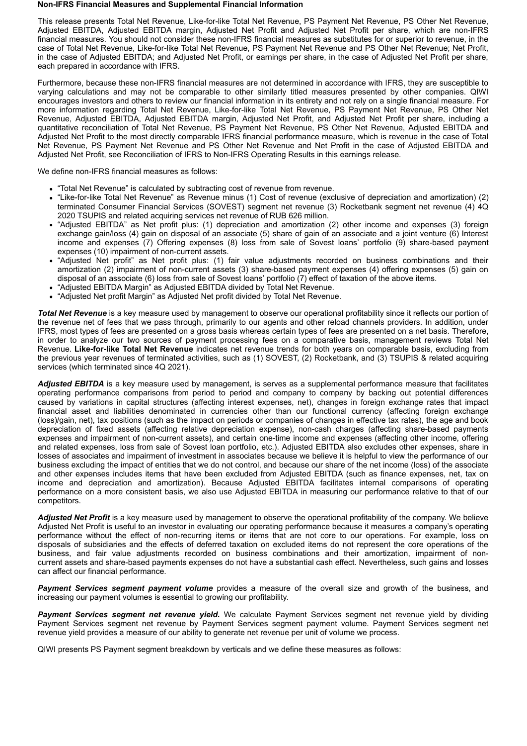**Non-IFRS Financial Measures and Supplemental Financial Information**

This release presents Total Net Revenue, Like-for-like Total Net Revenue, PS Payment Net Revenue, PS Other Net Revenue, Adjusted EBITDA, Adjusted EBITDA margin, Adjusted Net Profit and Adjusted Net Profit per share, which are non-IFRS financial measures. You should not consider these non-IFRS financial measures as substitutes for or superior to revenue, in the case of Total Net Revenue, Like-for-like Total Net Revenue, PS Payment Net Revenue and PS Other Net Revenue; Net Profit, in the case of Adjusted EBITDA; and Adjusted Net Profit, or earnings per share, in the case of Adjusted Net Profit per share, each prepared in accordance with IFRS.

Furthermore, because these non-IFRS financial measures are not determined in accordance with IFRS, they are susceptible to varying calculations and may not be comparable to other similarly titled measures presented by other companies. QIWI encourages investors and others to review our financial information in its entirety and not rely on a single financial measure. For more information regarding Total Net Revenue, Like-for-like Total Net Revenue, PS Payment Net Revenue, PS Other Net Revenue, Adjusted EBITDA, Adjusted EBITDA margin, Adjusted Net Profit, and Adjusted Net Profit per share, including a quantitative reconciliation of Total Net Revenue, PS Payment Net Revenue, PS Other Net Revenue, Adjusted EBITDA and Adjusted Net Profit to the most directly comparable IFRS financial performance measure, which is revenue in the case of Total Net Revenue, PS Payment Net Revenue and PS Other Net Revenue and Net Profit in the case of Adjusted EBITDA and Adjusted Net Profit, see Reconciliation of IFRS to Non-IFRS Operating Results in this earnings release.

We define non-IFRS financial measures as follows:

- "Total Net Revenue" is calculated by subtracting cost of revenue from revenue.
- "Like-for-like Total Net Revenue" as Revenue minus (1) Cost of revenue (exclusive of depreciation and amortization) (2) terminated Consumer Financial Services (SOVEST) segment net revenue (3) Rocketbank segment net revenue (4) 4Q 2020 TSUPIS and related acquiring services net revenue of RUB 626 million.
- "Adjusted EBITDA" as Net profit plus: (1) depreciation and amortization (2) other income and expenses (3) foreign exchange gain/loss (4) gain on disposal of an associate (5) share of gain of an associate and a joint venture (6) Interest income and expenses (7) Offering expenses (8) loss from sale of Sovest loans' portfolio (9) share-based payment expenses (10) impairment of non-current assets.
- "Adjusted Net profit" as Net profit plus: (1) fair value adjustments recorded on business combinations and their amortization (2) impairment of non-current assets (3) share-based payment expenses (4) offering expenses (5) gain on disposal of an associate (6) loss from sale of Sovest loans' portfolio (7) effect of taxation of the above items.
- "Adjusted EBITDA Margin" as Adjusted EBITDA divided by Total Net Revenue.
- "Adjusted Net profit Margin" as Adjusted Net profit divided by Total Net Revenue.

***Total Net Revenue*** is a key measure used by management to observe our operational profitability since it reflects our portion of the revenue net of fees that we pass through, primarily to our agents and other reload channels providers. In addition, under IFRS, most types of fees are presented on a gross basis whereas certain types of fees are presented on a net basis. Therefore, in order to analyze our two sources of payment processing fees on a comparative basis, management reviews Total Net Revenue. **Like-for-like Total Net Revenue** indicates net revenue trends for both years on comparable basis, excluding from the previous year revenues of terminated activities, such as (1) SOVEST, (2) Rocketbank, and (3) TSUPIS & related acquiring services (which terminated since 4Q 2021).

***Adjusted EBITDA*** is a key measure used by management, is serves as a supplemental performance measure that facilitates operating performance comparisons from period to period and company to company by backing out potential differences caused by variations in capital structures (affecting interest expenses, net), changes in foreign exchange rates that impact financial asset and liabilities denominated in currencies other than our functional currency (affecting foreign exchange (loss)/gain, net), tax positions (such as the impact on periods or companies of changes in effective tax rates), the age and book depreciation of fixed assets (affecting relative depreciation expense), non-cash charges (affecting share-based payments expenses and impairment of non-current assets), and certain one-time income and expenses (affecting other income, offering and related expenses, loss from sale of Sovest loan portfolio, etc.). Adjusted EBITDA also excludes other expenses, share in losses of associates and impairment of investment in associates because we believe it is helpful to view the performance of our business excluding the impact of entities that we do not control, and because our share of the net income (loss) of the associate and other expenses includes items that have been excluded from Adjusted EBITDA (such as finance expenses, net, tax on income and depreciation and amortization). Because Adjusted EBITDA facilitates internal comparisons of operating performance on a more consistent basis, we also use Adjusted EBITDA in measuring our performance relative to that of our competitors.

***Adjusted Net Profit*** is a key measure used by management to observe the operational profitability of the company. We believe Adjusted Net Profit is useful to an investor in evaluating our operating performance because it measures a company's operating performance without the effect of non-recurring items or items that are not core to our operations. For example, loss on disposals of subsidiaries and the effects of deferred taxation on excluded items do not represent the core operations of the business, and fair value adjustments recorded on business combinations and their amortization, impairment of non-current assets and share-based payments expenses do not have a substantial cash effect. Nevertheless, such gains and losses can affect our financial performance.

***Payment Services segment payment volume*** provides a measure of the overall size and growth of the business, and increasing our payment volumes is essential to growing our profitability.

***Payment Services segment net revenue yield.*** We calculate Payment Services segment net revenue yield by dividing Payment Services segment net revenue by Payment Services segment payment volume. Payment Services segment net revenue yield provides a measure of our ability to generate net revenue per unit of volume we process.

QIWI presents PS Payment segment breakdown by verticals and we define these measures as follows: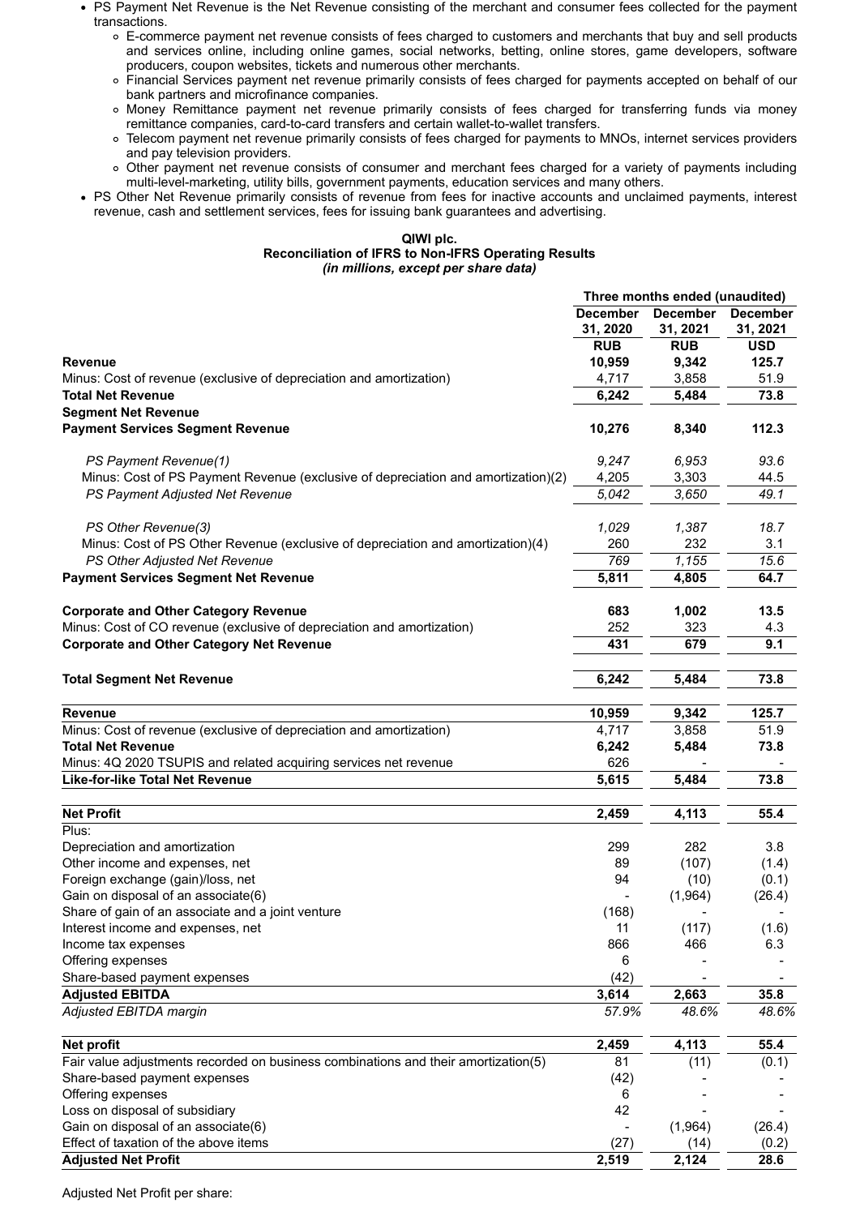- PS Payment Net Revenue is the Net Revenue consisting of the merchant and consumer fees collected for the payment transactions.
  - E-commerce payment net revenue consists of fees charged to customers and merchants that buy and sell products and services online, including online games, social networks, betting, online stores, game developers, software producers, coupon websites, tickets and numerous other merchants.
  - Financial Services payment net revenue primarily consists of fees charged for payments accepted on behalf of our bank partners and microfinance companies.
  - Money Remittance payment net revenue primarily consists of fees charged for transferring funds via money remittance companies, card-to-card transfers and certain wallet-to-wallet transfers.
  - Telecom payment net revenue primarily consists of fees charged for payments to MNOs, internet services providers and pay television providers.
  - Other payment net revenue consists of consumer and merchant fees charged for a variety of payments including multi-level-marketing, utility bills, government payments, education services and many others.
- PS Other Net Revenue primarily consists of revenue from fees for inactive accounts and unclaimed payments, interest revenue, cash and settlement services, fees for issuing bank guarantees and advertising.

**QIWI plc.**
**Reconciliation of IFRS to Non-IFRS Operating Results**
***(in millions, except per share data)***

| | Three months ended (unaudited) | | |
|---|---|---|---|
| | **December 31, 2020** | **December 31, 2021** | **December 31, 2021** |
| | **RUB** | **RUB** | **USD** |
| **Revenue** | **10,959** | **9,342** | **125.7** |
| Minus: Cost of revenue (exclusive of depreciation and amortization) | 4,717 | 3,858 | 51.9 |
| **Total Net Revenue** | **6,242** | **5,484** | **73.8** |
| **Segment Net Revenue** | | | |
| **Payment Services Segment Revenue** | **10,276** | **8,340** | **112.3** |
| *PS Payment Revenue(1)* | *9,247* | *6,953* | *93.6* |
| Minus: Cost of PS Payment Revenue (exclusive of depreciation and amortization)(2) | 4,205 | 3,303 | 44.5 |
| *PS Payment Adjusted Net Revenue* | *5,042* | *3,650* | *49.1* |
| *PS Other Revenue(3)* | *1,029* | *1,387* | *18.7* |
| Minus: Cost of PS Other Revenue (exclusive of depreciation and amortization)(4) | 260 | 232 | 3.1 |
| *PS Other Adjusted Net Revenue* | *769* | *1,155* | *15.6* |
| **Payment Services Segment Net Revenue** | **5,811** | **4,805** | **64.7** |
| **Corporate and Other Category Revenue** | **683** | **1,002** | **13.5** |
| Minus: Cost of CO revenue (exclusive of depreciation and amortization) | 252 | 323 | 4.3 |
| **Corporate and Other Category Net Revenue** | **431** | **679** | **9.1** |
| **Total Segment Net Revenue** | **6,242** | **5,484** | **73.8** |
| **Revenue** | **10,959** | **9,342** | **125.7** |
| Minus: Cost of revenue (exclusive of depreciation and amortization) | 4,717 | 3,858 | 51.9 |
| **Total Net Revenue** | **6,242** | **5,484** | **73.8** |
| Minus: 4Q 2020 TSUPIS and related acquiring services net revenue | 626 | - | - |
| **Like-for-like Total Net Revenue** | **5,615** | **5,484** | **73.8** |
| **Net Profit** | **2,459** | **4,113** | **55.4** |
| Plus: | | | |
| Depreciation and amortization | 299 | 282 | 3.8 |
| Other income and expenses, net | 89 | (107) | (1.4) |
| Foreign exchange (gain)/loss, net | 94 | (10) | (0.1) |
| Gain on disposal of an associate(6) | - | (1,964) | (26.4) |
| Share of gain of an associate and a joint venture | (168) | - | - |
| Interest income and expenses, net | 11 | (117) | (1.6) |
| Income tax expenses | 866 | 466 | 6.3 |
| Offering expenses | 6 | - | - |
| Share-based payment expenses | (42) | - | - |
| **Adjusted EBITDA** | **3,614** | **2,663** | **35.8** |
| *Adjusted EBITDA margin* | *57.9%* | *48.6%* | *48.6%* |
| **Net profit** | **2,459** | **4,113** | **55.4** |
| Fair value adjustments recorded on business combinations and their amortization(5) | 81 | (11) | (0.1) |
| Share-based payment expenses | (42) | - | - |
| Offering expenses | 6 | - | - |
| Loss on disposal of subsidiary | 42 | - | - |
| Gain on disposal of an associate(6) | - | (1,964) | (26.4) |
| Effect of taxation of the above items | (27) | (14) | (0.2) |
| **Adjusted Net Profit** | **2,519** | **2,124** | **28.6** |

Adjusted Net Profit per share: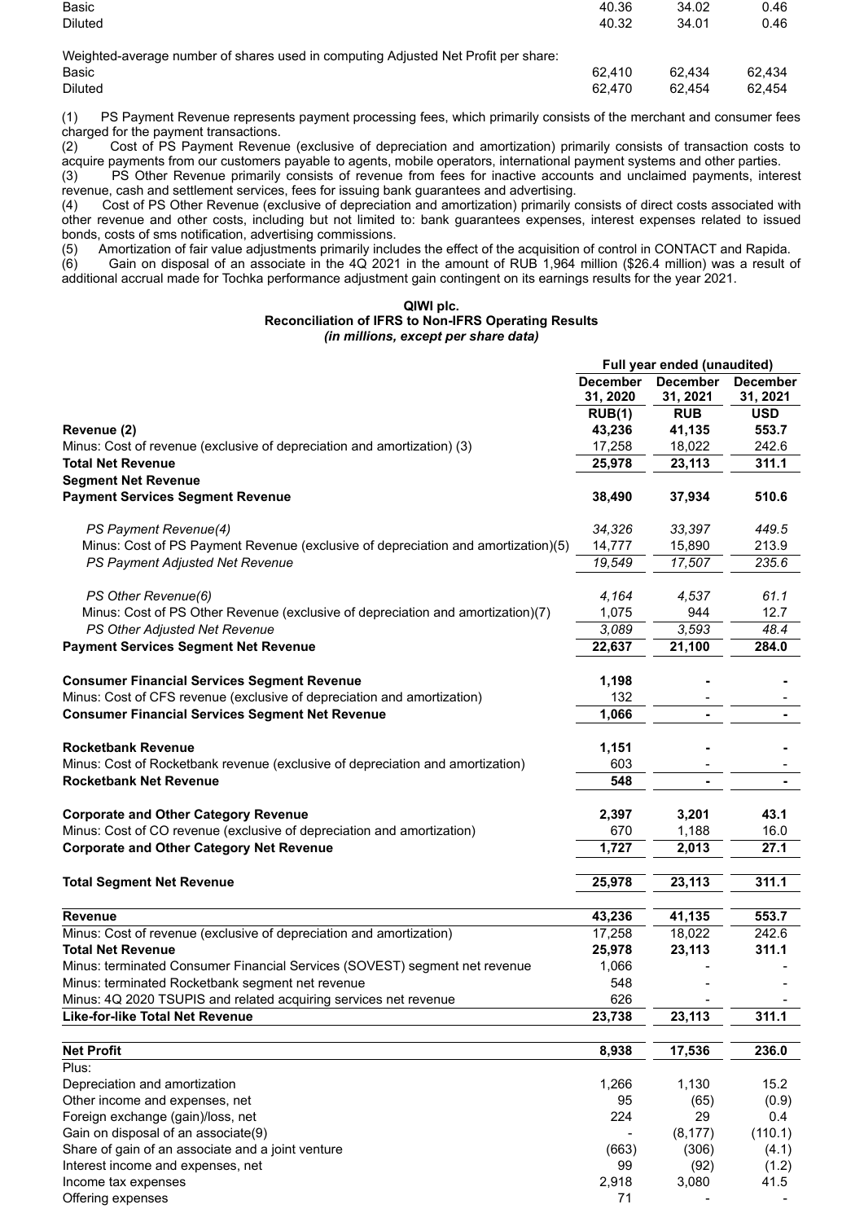| | | | |
|---|---|---|---|
| Basic | 40.36 | 34.02 | 0.46 |
| Diluted | 40.32 | 34.01 | 0.46 |
| | | | |
| Weighted-average number of shares used in computing Adjusted Net Profit per share: | | | |
| Basic | 62,410 | 62,434 | 62,434 |
| Diluted | 62,470 | 62,454 | 62,454 |

(1) PS Payment Revenue represents payment processing fees, which primarily consists of the merchant and consumer fees charged for the payment transactions.
(2) Cost of PS Payment Revenue (exclusive of depreciation and amortization) primarily consists of transaction costs to acquire payments from our customers payable to agents, mobile operators, international payment systems and other parties.
(3) PS Other Revenue primarily consists of revenue from fees for inactive accounts and unclaimed payments, interest revenue, cash and settlement services, fees for issuing bank guarantees and advertising.
(4) Cost of PS Other Revenue (exclusive of depreciation and amortization) primarily consists of direct costs associated with other revenue and other costs, including but not limited to: bank guarantees expenses, interest expenses related to issued bonds, costs of sms notification, advertising commissions.
(5) Amortization of fair value adjustments primarily includes the effect of the acquisition of control in CONTACT and Rapida.
(6) Gain on disposal of an associate in the 4Q 2021 in the amount of RUB 1,964 million ($26.4 million) was a result of additional accrual made for Tochka performance adjustment gain contingent on its earnings results for the year 2021.

**QIWI plc.**
**Reconciliation of IFRS to Non-IFRS Operating Results**
***(in millions, except per share data)***

| | Full year ended (unaudited) | | |
|---|---|---|---|
| | December 31, 2020 | December 31, 2021 | December 31, 2021 |
| | RUB(1) | RUB | USD |
| **Revenue (2)** | **43,236** | **41,135** | **553.7** |
| Minus: Cost of revenue (exclusive of depreciation and amortization) (3) | 17,258 | 18,022 | 242.6 |
| **Total Net Revenue** | **25,978** | **23,113** | **311.1** |
| **Segment Net Revenue** | | | |
| **Payment Services Segment Revenue** | **38,490** | **37,934** | **510.6** |
| *PS Payment Revenue(4)* | *34,326* | *33,397* | *449.5* |
| Minus: Cost of PS Payment Revenue (exclusive of depreciation and amortization)(5) | 14,777 | 15,890 | 213.9 |
| *PS Payment Adjusted Net Revenue* | *19,549* | *17,507* | *235.6* |
| *PS Other Revenue(6)* | *4,164* | *4,537* | *61.1* |
| Minus: Cost of PS Other Revenue (exclusive of depreciation and amortization)(7) | 1,075 | 944 | 12.7 |
| *PS Other Adjusted Net Revenue* | *3,089* | *3,593* | *48.4* |
| **Payment Services Segment Net Revenue** | **22,637** | **21,100** | **284.0** |
| **Consumer Financial Services Segment Revenue** | **1,198** | **-** | **-** |
| Minus: Cost of CFS revenue (exclusive of depreciation and amortization) | 132 | - | - |
| **Consumer Financial Services Segment Net Revenue** | **1,066** | **-** | **-** |
| **Rocketbank Revenue** | **1,151** | **-** | **-** |
| Minus: Cost of Rocketbank revenue (exclusive of depreciation and amortization) | 603 | - | - |
| **Rocketbank Net Revenue** | **548** | **-** | **-** |
| **Corporate and Other Category Revenue** | **2,397** | **3,201** | **43.1** |
| Minus: Cost of CO revenue (exclusive of depreciation and amortization) | 670 | 1,188 | 16.0 |
| **Corporate and Other Category Net Revenue** | **1,727** | **2,013** | **27.1** |
| **Total Segment Net Revenue** | **25,978** | **23,113** | **311.1** |
| **Revenue** | **43,236** | **41,135** | **553.7** |
| Minus: Cost of revenue (exclusive of depreciation and amortization) | 17,258 | 18,022 | 242.6 |
| **Total Net Revenue** | **25,978** | **23,113** | **311.1** |
| Minus: terminated Consumer Financial Services (SOVEST) segment net revenue | 1,066 | - | - |
| Minus: terminated Rocketbank segment net revenue | 548 | - | - |
| Minus: 4Q 2020 TSUPIS and related acquiring services net revenue | 626 | - | - |
| **Like-for-like Total Net Revenue** | **23,738** | **23,113** | **311.1** |
| **Net Profit** | **8,938** | **17,536** | **236.0** |
| Plus: | | | |
| Depreciation and amortization | 1,266 | 1,130 | 15.2 |
| Other income and expenses, net | 95 | (65) | (0.9) |
| Foreign exchange (gain)/loss, net | 224 | 29 | 0.4 |
| Gain on disposal of an associate(9) | - | (8,177) | (110.1) |
| Share of gain of an associate and a joint venture | (663) | (306) | (4.1) |
| Interest income and expenses, net | 99 | (92) | (1.2) |
| Income tax expenses | 2,918 | 3,080 | 41.5 |
| Offering expenses | 71 | - | - |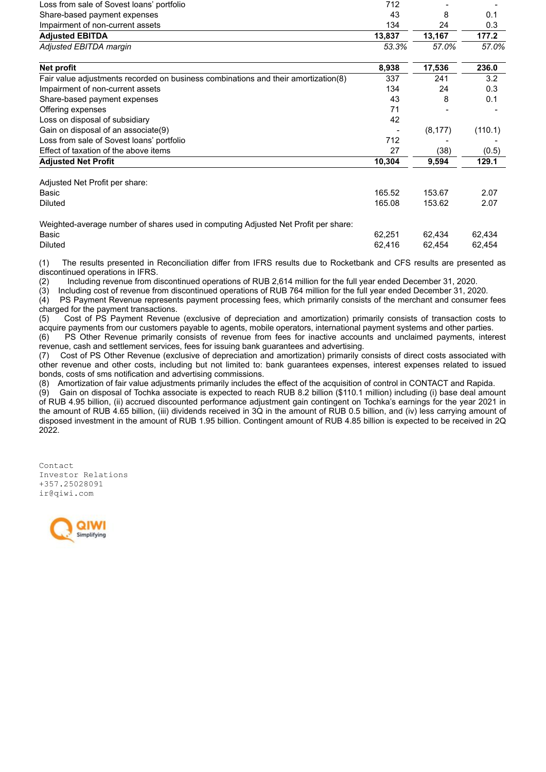| | | | |
|---|---|---|---|
| Loss from sale of Sovest loans' portfolio | 712 | - | - |
| Share-based payment expenses | 43 | 8 | 0.1 |
| Impairment of non-current assets | 134 | 24 | 0.3 |
| **Adjusted EBITDA** | **13,837** | **13,167** | **177.2** |
| *Adjusted EBITDA margin* | *53.3%* | *57.0%* | *57.0%* |

| | | | |
|---|---|---|---|
| **Net profit** | **8,938** | **17,536** | **236.0** |
| Fair value adjustments recorded on business combinations and their amortization(8) | 337 | 241 | 3.2 |
| Impairment of non-current assets | 134 | 24 | 0.3 |
| Share-based payment expenses | 43 | 8 | 0.1 |
| Offering expenses | 71 | - | - |
| Loss on disposal of subsidiary | 42 | | |
| Gain on disposal of an associate(9) | - | (8,177) | (110.1) |
| Loss from sale of Sovest loans' portfolio | 712 | - | - |
| Effect of taxation of the above items | 27 | (38) | (0.5) |
| **Adjusted Net Profit** | **10,304** | **9,594** | **129.1** |
| | | | |
| Adjusted Net Profit per share: | | | |
| Basic | 165.52 | 153.67 | 2.07 |
| Diluted | 165.08 | 153.62 | 2.07 |
| | | | |
| Weighted-average number of shares used in computing Adjusted Net Profit per share: | | | |
| Basic | 62,251 | 62,434 | 62,434 |
| Diluted | 62,416 | 62,454 | 62,454 |

(1) The results presented in Reconciliation differ from IFRS results due to Rocketbank and CFS results are presented as discontinued operations in IFRS.
(2) Including revenue from discontinued operations of RUB 2,614 million for the full year ended December 31, 2020.
(3) Including cost of revenue from discontinued operations of RUB 764 million for the full year ended December 31, 2020.
(4) PS Payment Revenue represents payment processing fees, which primarily consists of the merchant and consumer fees charged for the payment transactions.
(5) Cost of PS Payment Revenue (exclusive of depreciation and amortization) primarily consists of transaction costs to acquire payments from our customers payable to agents, mobile operators, international payment systems and other parties.
(6) PS Other Revenue primarily consists of revenue from fees for inactive accounts and unclaimed payments, interest revenue, cash and settlement services, fees for issuing bank guarantees and advertising.
(7) Cost of PS Other Revenue (exclusive of depreciation and amortization) primarily consists of direct costs associated with other revenue and other costs, including but not limited to: bank guarantees expenses, interest expenses related to issued bonds, costs of sms notification and advertising commissions.
(8) Amortization of fair value adjustments primarily includes the effect of the acquisition of control in CONTACT and Rapida.
(9) Gain on disposal of Tochka associate is expected to reach RUB 8.2 billion ($110.1 million) including (i) base deal amount of RUB 4.95 billion, (ii) accrued discounted performance adjustment gain contingent on Tochka's earnings for the year 2021 in the amount of RUB 4.65 billion, (iii) dividends received in 3Q in the amount of RUB 0.5 billion, and (iv) less carrying amount of disposed investment in the amount of RUB 1.95 billion. Contingent amount of RUB 4.85 billion is expected to be received in 2Q 2022.

Contact
Investor Relations
+357.25028091
ir@qiwi.com

QIWI Simplifying